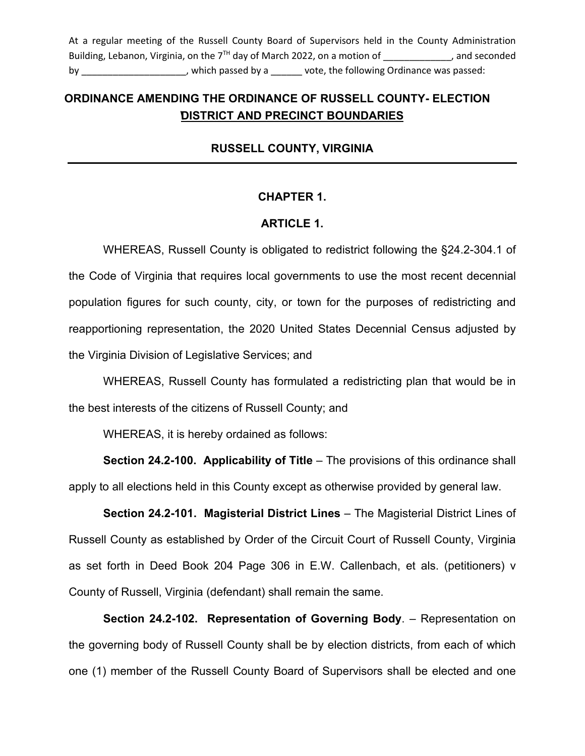At a regular meeting of the Russell County Board of Supervisors held in the County Administration Building, Lebanon, Virginia, on the 7TH day of March 2022, on a motion of _____________, and seconded by ____________________, which passed by a ______ vote, the following Ordinance was passed:

# ORDINANCE AMENDING THE ORDINANCE OF RUSSELL COUNTY- ELECTION DISTRICT AND PRECINCT BOUNDARIES

## RUSSELL COUNTY, VIRGINIA

---

### CHAPTER 1.

### ARTICLE 1.

WHEREAS, Russell County is obligated to redistrict following the §24.2-304.1 of the Code of Virginia that requires local governments to use the most recent decennial population figures for such county, city, or town for the purposes of redistricting and reapportioning representation, the 2020 United States Decennial Census adjusted by the Virginia Division of Legislative Services; and

WHEREAS, Russell County has formulated a redistricting plan that would be in the best interests of the citizens of Russell County; and

WHEREAS, it is hereby ordained as follows:

**Section 24.2-100. Applicability of Title** – The provisions of this ordinance shall apply to all elections held in this County except as otherwise provided by general law.

**Section 24.2-101. Magisterial District Lines** – The Magisterial District Lines of Russell County as established by Order of the Circuit Court of Russell County, Virginia as set forth in Deed Book 204 Page 306 in E.W. Callenbach, et als. (petitioners) v County of Russell, Virginia (defendant) shall remain the same.

**Section 24.2-102. Representation of Governing Body**. – Representation on the governing body of Russell County shall be by election districts, from each of which one (1) member of the Russell County Board of Supervisors shall be elected and one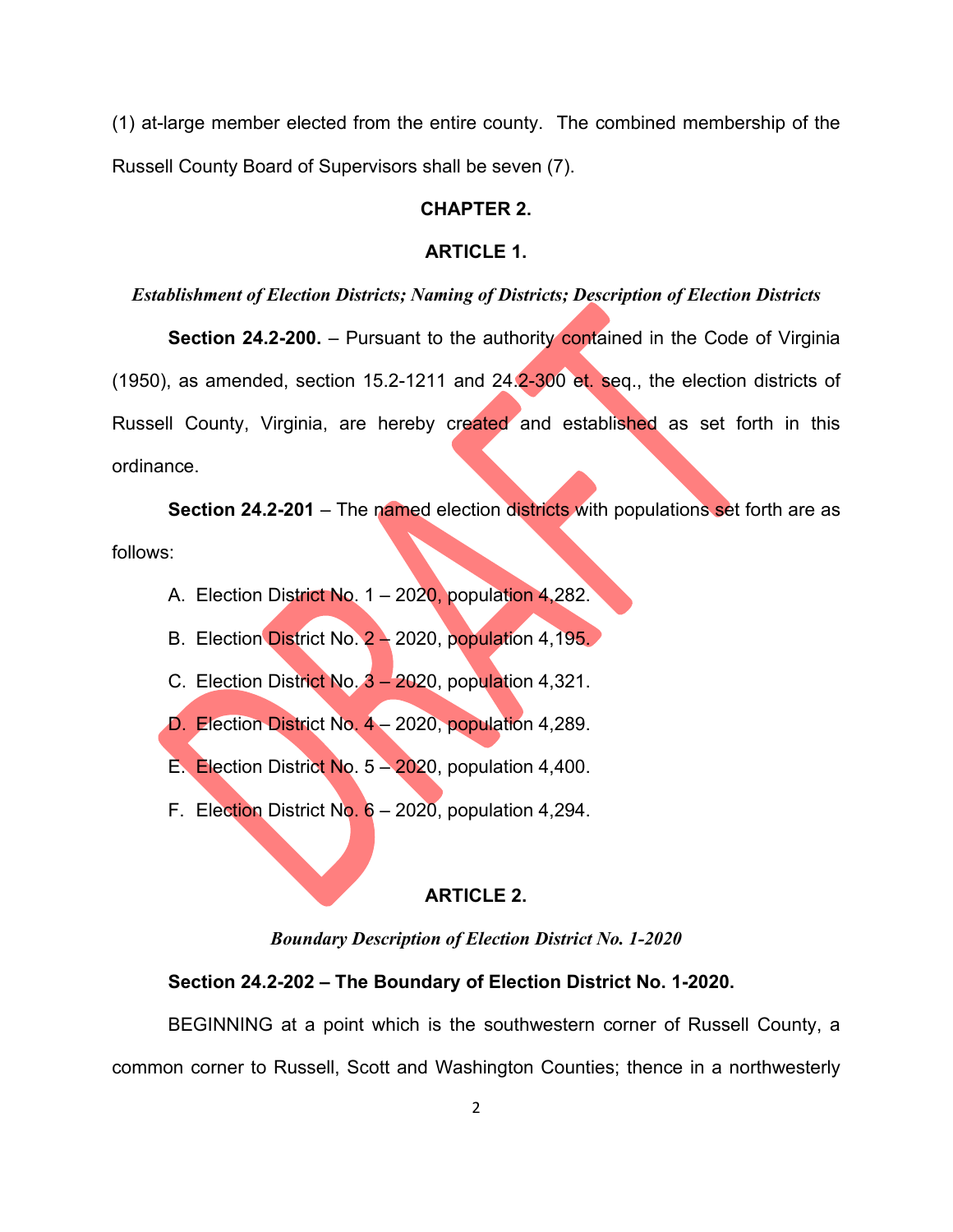(1) at-large member elected from the entire county. The combined membership of the Russell County Board of Supervisors shall be seven (7).

## CHAPTER 2.

### ARTICLE 1.

***Establishment of Election Districts; Naming of Districts; Description of Election Districts***

**Section 24.2-200.** – Pursuant to the authority contained in the Code of Virginia (1950), as amended, section 15.2-1211 and 24.2-300 et. seq., the election districts of Russell County, Virginia, are hereby created and established as set forth in this ordinance.

**Section 24.2-201** – The named election districts with populations set forth are as follows:

A. Election District No. 1 – 2020, population 4,282.

B. Election District No. 2 – 2020, population 4,195.

C. Election District No. 3 – 2020, population 4,321.

D. Election District No. 4 – 2020, population 4,289.

E. Election District No. 5 – 2020, population 4,400.

F. Election District No. 6 – 2020, population 4,294.

### ARTICLE 2.

***Boundary Description of Election District No. 1-2020***

**Section 24.2-202 – The Boundary of Election District No. 1-2020.**

BEGINNING at a point which is the southwestern corner of Russell County, a common corner to Russell, Scott and Washington Counties; thence in a northwesterly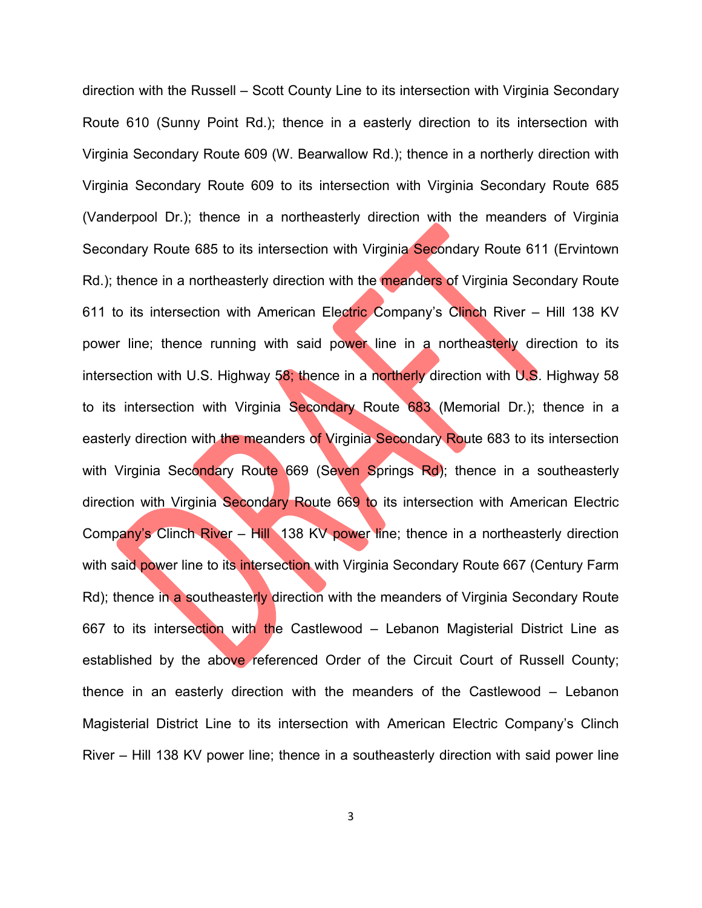direction with the Russell – Scott County Line to its intersection with Virginia Secondary Route 610 (Sunny Point Rd.); thence in a easterly direction to its intersection with Virginia Secondary Route 609 (W. Bearwallow Rd.); thence in a northerly direction with Virginia Secondary Route 609 to its intersection with Virginia Secondary Route 685 (Vanderpool Dr.); thence in a northeasterly direction with the meanders of Virginia Secondary Route 685 to its intersection with Virginia Secondary Route 611 (Ervintown Rd.); thence in a northeasterly direction with the meanders of Virginia Secondary Route 611 to its intersection with American Electric Company's Clinch River – Hill 138 KV power line; thence running with said power line in a northeasterly direction to its intersection with U.S. Highway 58; thence in a northerly direction with U.S. Highway 58 to its intersection with Virginia Secondary Route 683 (Memorial Dr.); thence in a easterly direction with the meanders of Virginia Secondary Route 683 to its intersection with Virginia Secondary Route 669 (Seven Springs Rd); thence in a southeasterly direction with Virginia Secondary Route 669 to its intersection with American Electric Company's Clinch River – Hill 138 KV power line; thence in a northeasterly direction with said power line to its intersection with Virginia Secondary Route 667 (Century Farm Rd); thence in a southeasterly direction with the meanders of Virginia Secondary Route 667 to its intersection with the Castlewood – Lebanon Magisterial District Line as established by the above referenced Order of the Circuit Court of Russell County; thence in an easterly direction with the meanders of the Castlewood – Lebanon Magisterial District Line to its intersection with American Electric Company's Clinch River – Hill 138 KV power line; thence in a southeasterly direction with said power line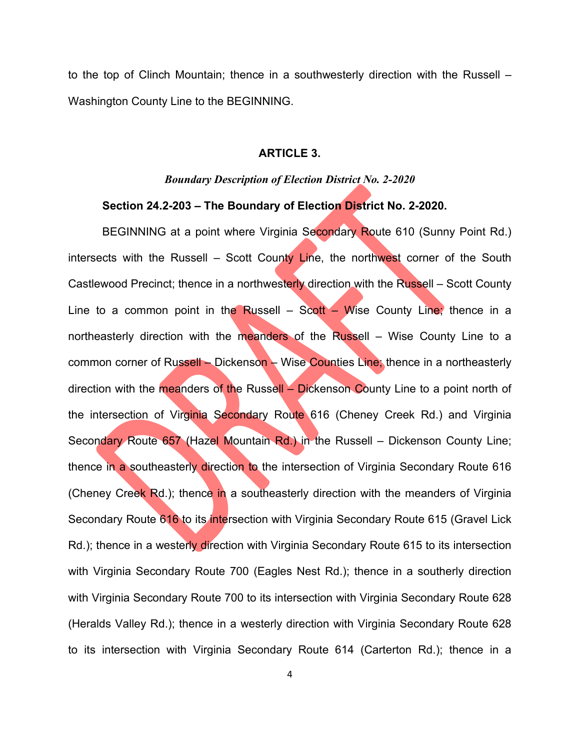to the top of Clinch Mountain; thence in a southwesterly direction with the Russell – Washington County Line to the BEGINNING.

## ARTICLE 3.

### *Boundary Description of Election District No. 2-2020*

**Section 24.2-203 – The Boundary of Election District No. 2-2020.**

BEGINNING at a point where Virginia Secondary Route 610 (Sunny Point Rd.) intersects with the Russell – Scott County Line, the northwest corner of the South Castlewood Precinct; thence in a northwesterly direction with the Russell – Scott County Line to a common point in the Russell – Scott – Wise County Line; thence in a northeasterly direction with the meanders of the Russell – Wise County Line to a common corner of Russell – Dickenson – Wise Counties Line; thence in a northeasterly direction with the meanders of the Russell – Dickenson County Line to a point north of the intersection of Virginia Secondary Route 616 (Cheney Creek Rd.) and Virginia Secondary Route 657 (Hazel Mountain Rd.) in the Russell – Dickenson County Line; thence in a southeasterly direction to the intersection of Virginia Secondary Route 616 (Cheney Creek Rd.); thence in a southeasterly direction with the meanders of Virginia Secondary Route 616 to its intersection with Virginia Secondary Route 615 (Gravel Lick Rd.); thence in a westerly direction with Virginia Secondary Route 615 to its intersection with Virginia Secondary Route 700 (Eagles Nest Rd.); thence in a southerly direction with Virginia Secondary Route 700 to its intersection with Virginia Secondary Route 628 (Heralds Valley Rd.); thence in a westerly direction with Virginia Secondary Route 628 to its intersection with Virginia Secondary Route 614 (Carterton Rd.); thence in a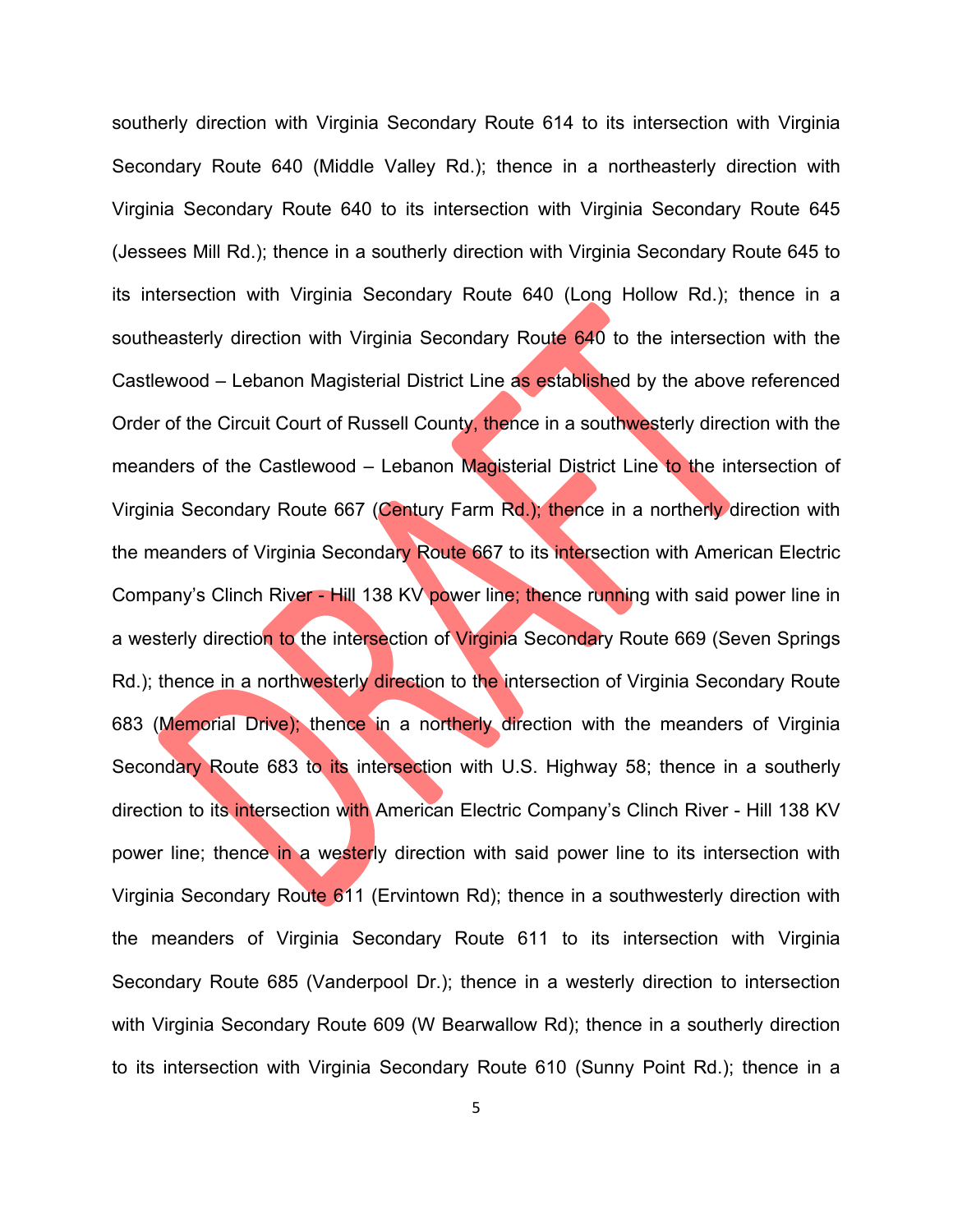southerly direction with Virginia Secondary Route 614 to its intersection with Virginia Secondary Route 640 (Middle Valley Rd.); thence in a northeasterly direction with Virginia Secondary Route 640 to its intersection with Virginia Secondary Route 645 (Jessees Mill Rd.); thence in a southerly direction with Virginia Secondary Route 645 to its intersection with Virginia Secondary Route 640 (Long Hollow Rd.); thence in a southeasterly direction with Virginia Secondary Route 640 to the intersection with the Castlewood – Lebanon Magisterial District Line as established by the above referenced Order of the Circuit Court of Russell County, thence in a southwesterly direction with the meanders of the Castlewood – Lebanon Magisterial District Line to the intersection of Virginia Secondary Route 667 (Century Farm Rd.); thence in a northerly direction with the meanders of Virginia Secondary Route 667 to its intersection with American Electric Company's Clinch River - Hill 138 KV power line; thence running with said power line in a westerly direction to the intersection of Virginia Secondary Route 669 (Seven Springs Rd.); thence in a northwesterly direction to the intersection of Virginia Secondary Route 683 (Memorial Drive); thence in a northerly direction with the meanders of Virginia Secondary Route 683 to its intersection with U.S. Highway 58; thence in a southerly direction to its intersection with American Electric Company's Clinch River - Hill 138 KV power line; thence in a westerly direction with said power line to its intersection with Virginia Secondary Route 611 (Ervintown Rd); thence in a southwesterly direction with the meanders of Virginia Secondary Route 611 to its intersection with Virginia Secondary Route 685 (Vanderpool Dr.); thence in a westerly direction to intersection with Virginia Secondary Route 609 (W Bearwallow Rd); thence in a southerly direction to its intersection with Virginia Secondary Route 610 (Sunny Point Rd.); thence in a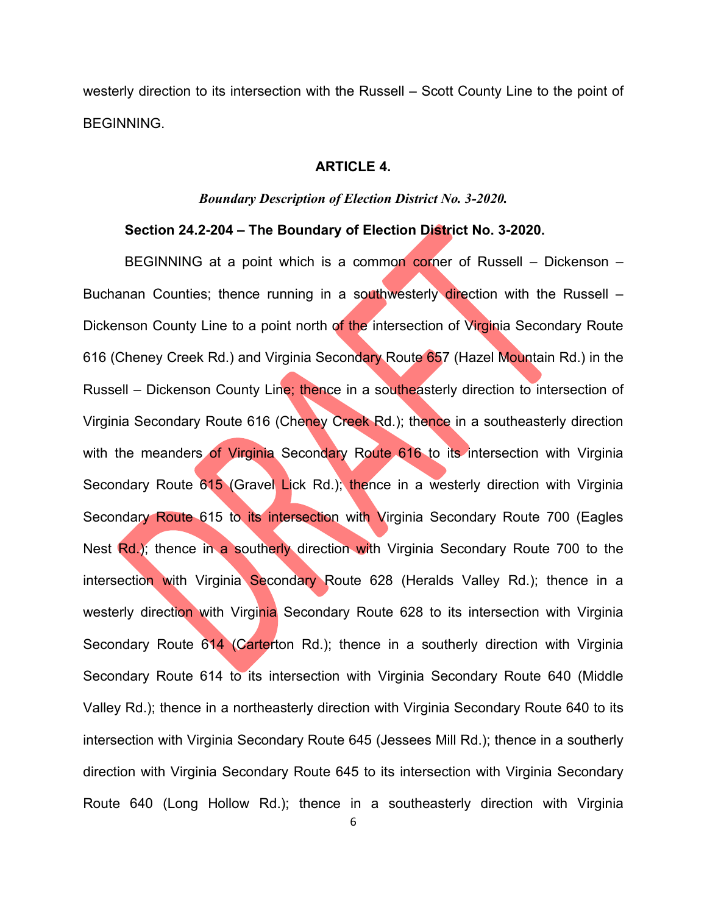westerly direction to its intersection with the Russell – Scott County Line to the point of BEGINNING.

## ARTICLE 4.

### *Boundary Description of Election District No. 3-2020.*

**Section 24.2-204 – The Boundary of Election District No. 3-2020.**

BEGINNING at a point which is a common corner of Russell – Dickenson – Buchanan Counties; thence running in a southwesterly direction with the Russell – Dickenson County Line to a point north of the intersection of Virginia Secondary Route 616 (Cheney Creek Rd.) and Virginia Secondary Route 657 (Hazel Mountain Rd.) in the Russell – Dickenson County Line; thence in a southeasterly direction to intersection of Virginia Secondary Route 616 (Cheney Creek Rd.); thence in a southeasterly direction with the meanders of Virginia Secondary Route 616 to its intersection with Virginia Secondary Route 615 (Gravel Lick Rd.); thence in a westerly direction with Virginia Secondary Route 615 to its intersection with Virginia Secondary Route 700 (Eagles Nest Rd.); thence in a southerly direction with Virginia Secondary Route 700 to the intersection with Virginia Secondary Route 628 (Heralds Valley Rd.); thence in a westerly direction with Virginia Secondary Route 628 to its intersection with Virginia Secondary Route 614 (Carterton Rd.); thence in a southerly direction with Virginia Secondary Route 614 to its intersection with Virginia Secondary Route 640 (Middle Valley Rd.); thence in a northeasterly direction with Virginia Secondary Route 640 to its intersection with Virginia Secondary Route 645 (Jessees Mill Rd.); thence in a southerly direction with Virginia Secondary Route 645 to its intersection with Virginia Secondary Route 640 (Long Hollow Rd.); thence in a southeasterly direction with Virginia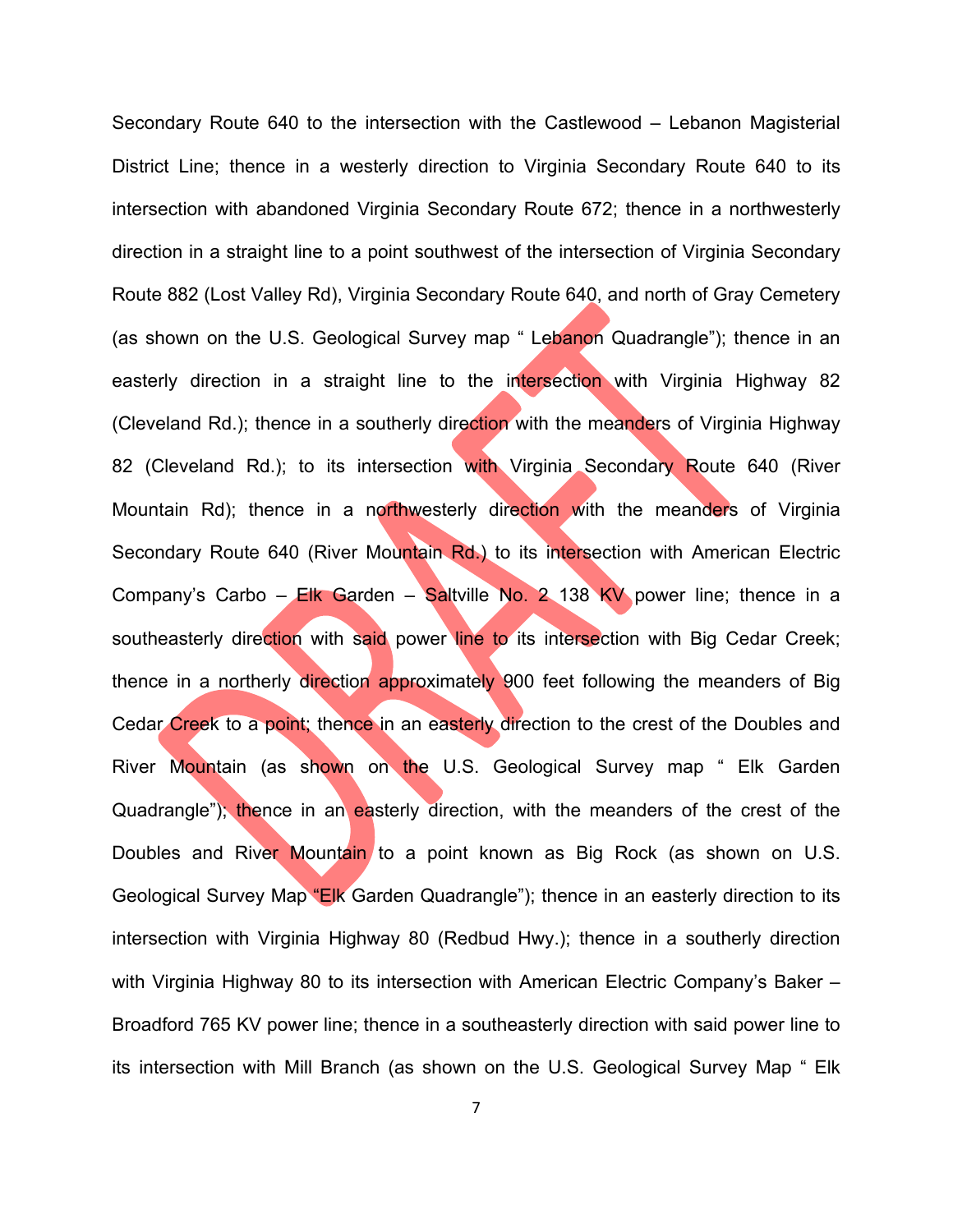Secondary Route 640 to the intersection with the Castlewood – Lebanon Magisterial District Line; thence in a westerly direction to Virginia Secondary Route 640 to its intersection with abandoned Virginia Secondary Route 672; thence in a northwesterly direction in a straight line to a point southwest of the intersection of Virginia Secondary Route 882 (Lost Valley Rd), Virginia Secondary Route 640, and north of Gray Cemetery (as shown on the U.S. Geological Survey map " Lebanon Quadrangle"); thence in an easterly direction in a straight line to the intersection with Virginia Highway 82 (Cleveland Rd.); thence in a southerly direction with the meanders of Virginia Highway 82 (Cleveland Rd.); to its intersection with Virginia Secondary Route 640 (River Mountain Rd); thence in a northwesterly direction with the meanders of Virginia Secondary Route 640 (River Mountain Rd.) to its intersection with American Electric Company's Carbo – Elk Garden – Saltville No. 2 138 KV power line; thence in a southeasterly direction with said power line to its intersection with Big Cedar Creek; thence in a northerly direction approximately 900 feet following the meanders of Big Cedar Creek to a point; thence in an easterly direction to the crest of the Doubles and River Mountain (as shown on the U.S. Geological Survey map " Elk Garden Quadrangle"); thence in an easterly direction, with the meanders of the crest of the Doubles and River Mountain to a point known as Big Rock (as shown on U.S. Geological Survey Map "Elk Garden Quadrangle"); thence in an easterly direction to its intersection with Virginia Highway 80 (Redbud Hwy.); thence in a southerly direction with Virginia Highway 80 to its intersection with American Electric Company's Baker – Broadford 765 KV power line; thence in a southeasterly direction with said power line to its intersection with Mill Branch (as shown on the U.S. Geological Survey Map " Elk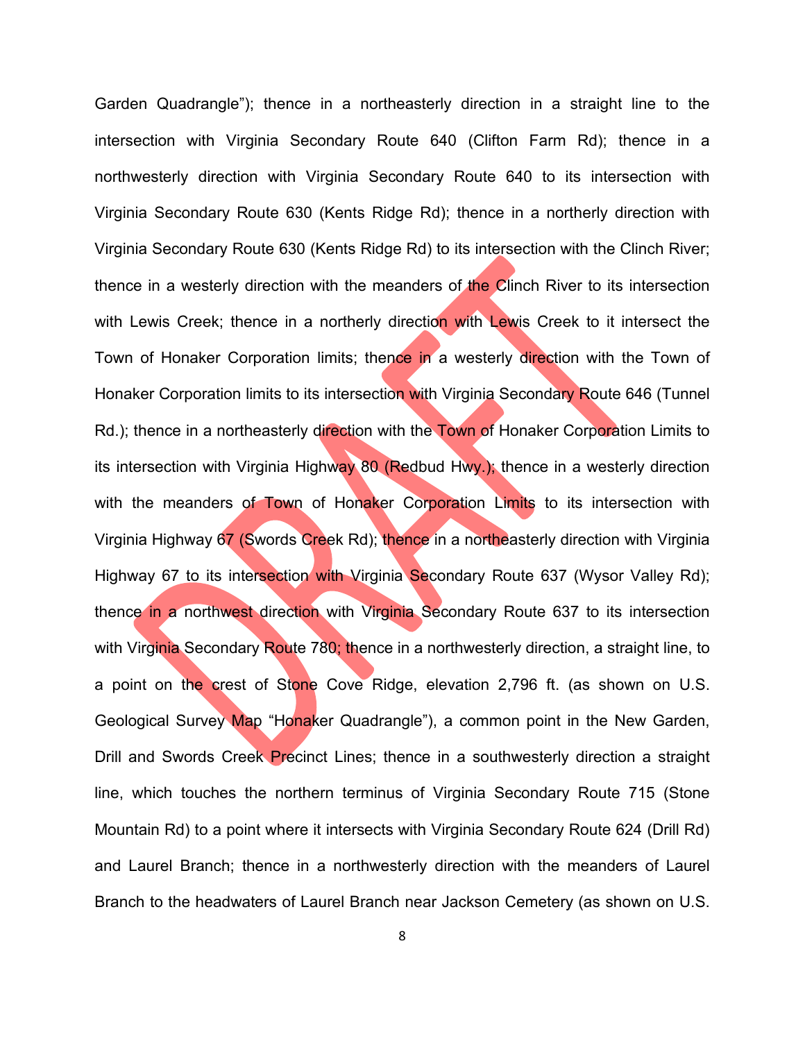Garden Quadrangle”); thence in a northeasterly direction in a straight line to the intersection with Virginia Secondary Route 640 (Clifton Farm Rd); thence in a northwesterly direction with Virginia Secondary Route 640 to its intersection with Virginia Secondary Route 630 (Kents Ridge Rd); thence in a northerly direction with Virginia Secondary Route 630 (Kents Ridge Rd) to its intersection with the Clinch River; thence in a westerly direction with the meanders of the Clinch River to its intersection with Lewis Creek; thence in a northerly direction with Lewis Creek to it intersect the Town of Honaker Corporation limits; thence in a westerly direction with the Town of Honaker Corporation limits to its intersection with Virginia Secondary Route 646 (Tunnel Rd.); thence in a northeasterly direction with the Town of Honaker Corporation Limits to its intersection with Virginia Highway 80 (Redbud Hwy.); thence in a westerly direction with the meanders of Town of Honaker Corporation Limits to its intersection with Virginia Highway 67 (Swords Creek Rd); thence in a northeasterly direction with Virginia Highway 67 to its intersection with Virginia Secondary Route 637 (Wysor Valley Rd); thence in a northwest direction with Virginia Secondary Route 637 to its intersection with Virginia Secondary Route 780; thence in a northwesterly direction, a straight line, to a point on the crest of Stone Cove Ridge, elevation 2,796 ft. (as shown on U.S. Geological Survey Map “Honaker Quadrangle”), a common point in the New Garden, Drill and Swords Creek Precinct Lines; thence in a southwesterly direction a straight line, which touches the northern terminus of Virginia Secondary Route 715 (Stone Mountain Rd) to a point where it intersects with Virginia Secondary Route 624 (Drill Rd) and Laurel Branch; thence in a northwesterly direction with the meanders of Laurel Branch to the headwaters of Laurel Branch near Jackson Cemetery (as shown on U.S.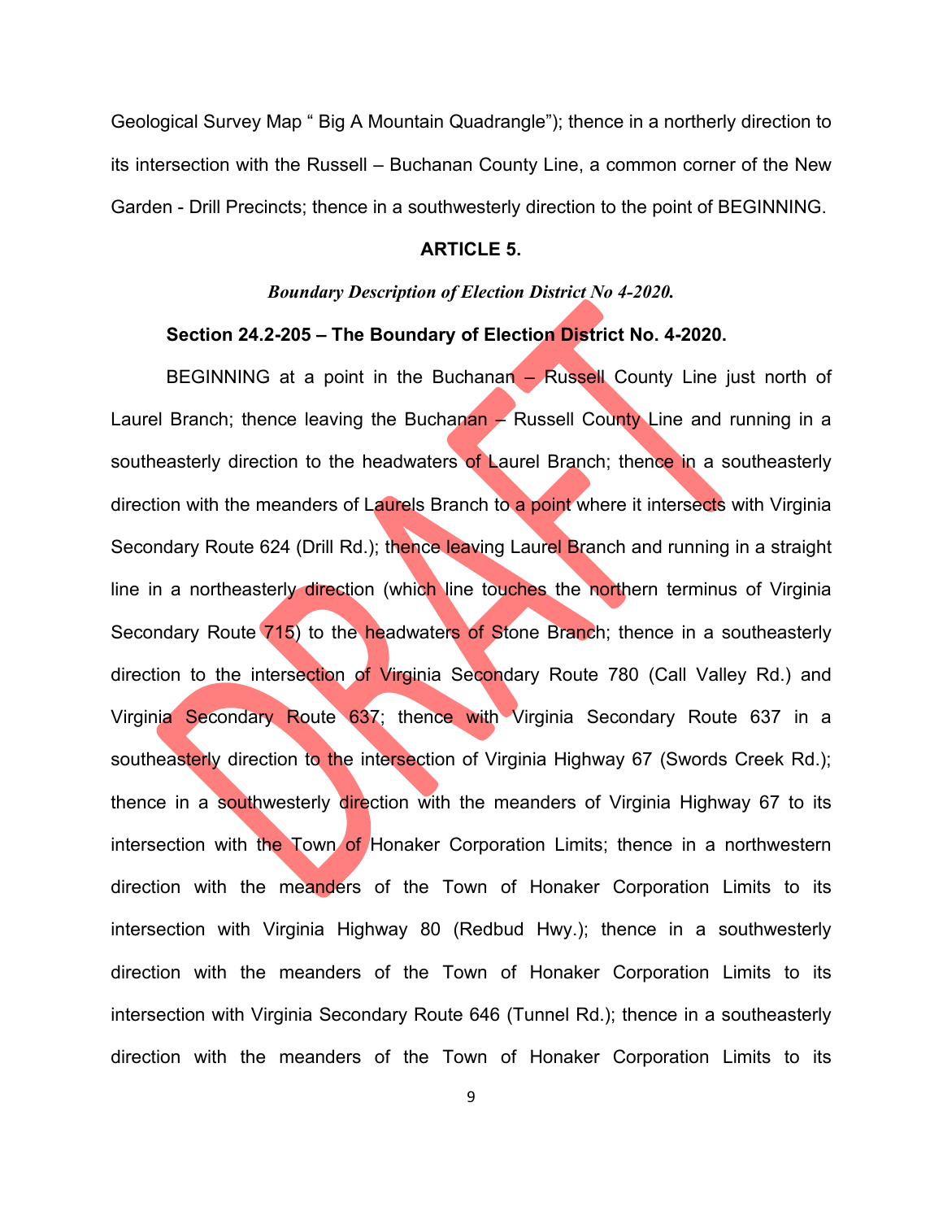Geological Survey Map " Big A Mountain Quadrangle"); thence in a northerly direction to its intersection with the Russell – Buchanan County Line, a common corner of the New Garden - Drill Precincts; thence in a southwesterly direction to the point of BEGINNING.

## ARTICLE 5.

***Boundary Description of Election District No 4-2020.***

**Section 24.2-205 – The Boundary of Election District No. 4-2020.**

BEGINNING at a point in the Buchanan – Russell County Line just north of Laurel Branch; thence leaving the Buchanan – Russell County Line and running in a southeasterly direction to the headwaters of Laurel Branch; thence in a southeasterly direction with the meanders of Laurels Branch to a point where it intersects with Virginia Secondary Route 624 (Drill Rd.); thence leaving Laurel Branch and running in a straight line in a northeasterly direction (which line touches the northern terminus of Virginia Secondary Route 715) to the headwaters of Stone Branch; thence in a southeasterly direction to the intersection of Virginia Secondary Route 780 (Call Valley Rd.) and Virginia Secondary Route 637; thence with Virginia Secondary Route 637 in a southeasterly direction to the intersection of Virginia Highway 67 (Swords Creek Rd.); thence in a southwesterly direction with the meanders of Virginia Highway 67 to its intersection with the Town of Honaker Corporation Limits; thence in a northwestern direction with the meanders of the Town of Honaker Corporation Limits to its intersection with Virginia Highway 80 (Redbud Hwy.); thence in a southwesterly direction with the meanders of the Town of Honaker Corporation Limits to its intersection with Virginia Secondary Route 646 (Tunnel Rd.); thence in a southeasterly direction with the meanders of the Town of Honaker Corporation Limits to its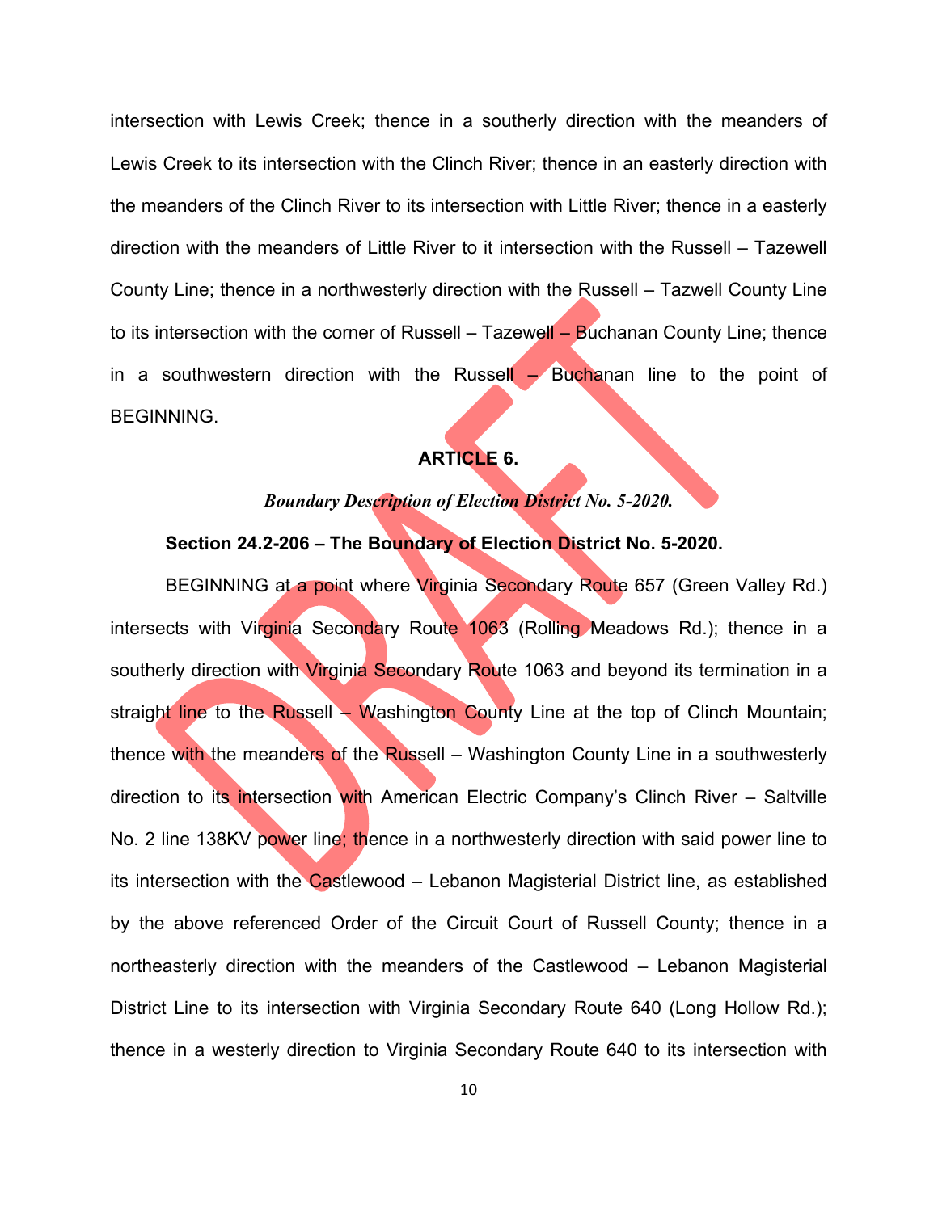intersection with Lewis Creek; thence in a southerly direction with the meanders of Lewis Creek to its intersection with the Clinch River; thence in an easterly direction with the meanders of the Clinch River to its intersection with Little River; thence in a easterly direction with the meanders of Little River to it intersection with the Russell – Tazewell County Line; thence in a northwesterly direction with the Russell – Tazwell County Line to its intersection with the corner of Russell – Tazewell – Buchanan County Line; thence in a southwestern direction with the Russell – Buchanan line to the point of BEGINNING.

## ARTICLE 6.

***Boundary Description of Election District No. 5-2020.***

### Section 24.2-206 – The Boundary of Election District No. 5-2020.

BEGINNING at a point where Virginia Secondary Route 657 (Green Valley Rd.) intersects with Virginia Secondary Route 1063 (Rolling Meadows Rd.); thence in a southerly direction with Virginia Secondary Route 1063 and beyond its termination in a straight line to the Russell – Washington County Line at the top of Clinch Mountain; thence with the meanders of the Russell – Washington County Line in a southwesterly direction to its intersection with American Electric Company's Clinch River – Saltville No. 2 line 138KV power line; thence in a northwesterly direction with said power line to its intersection with the Castlewood – Lebanon Magisterial District line, as established by the above referenced Order of the Circuit Court of Russell County; thence in a northeasterly direction with the meanders of the Castlewood – Lebanon Magisterial District Line to its intersection with Virginia Secondary Route 640 (Long Hollow Rd.); thence in a westerly direction to Virginia Secondary Route 640 to its intersection with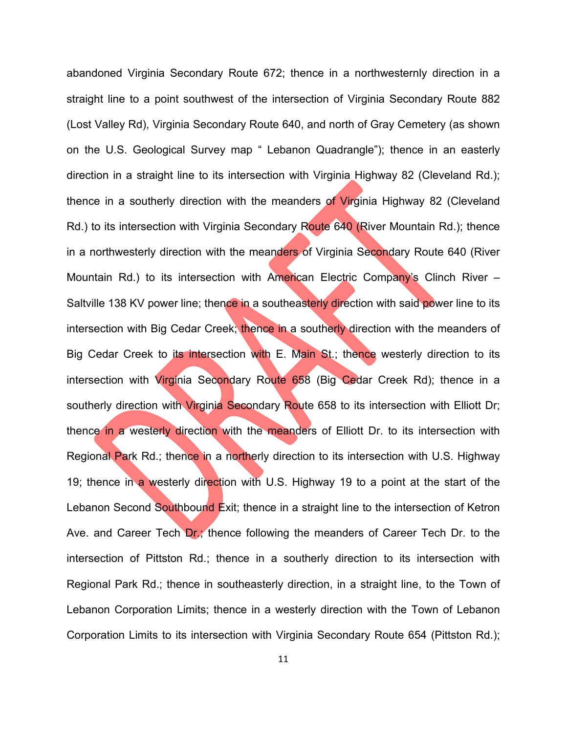abandoned Virginia Secondary Route 672; thence in a northwesternly direction in a straight line to a point southwest of the intersection of Virginia Secondary Route 882 (Lost Valley Rd), Virginia Secondary Route 640, and north of Gray Cemetery (as shown on the U.S. Geological Survey map " Lebanon Quadrangle"); thence in an easterly direction in a straight line to its intersection with Virginia Highway 82 (Cleveland Rd.); thence in a southerly direction with the meanders of Virginia Highway 82 (Cleveland Rd.) to its intersection with Virginia Secondary Route 640 (River Mountain Rd.); thence in a northwesterly direction with the meanders of Virginia Secondary Route 640 (River Mountain Rd.) to its intersection with American Electric Company's Clinch River – Saltville 138 KV power line; thence in a southeasterly direction with said power line to its intersection with Big Cedar Creek; thence in a southerly direction with the meanders of Big Cedar Creek to its intersection with E. Main St.; thence westerly direction to its intersection with Virginia Secondary Route 658 (Big Cedar Creek Rd); thence in a southerly direction with Virginia Secondary Route 658 to its intersection with Elliott Dr; thence in a westerly direction with the meanders of Elliott Dr. to its intersection with Regional Park Rd.; thence in a northerly direction to its intersection with U.S. Highway 19; thence in a westerly direction with U.S. Highway 19 to a point at the start of the Lebanon Second Southbound Exit; thence in a straight line to the intersection of Ketron Ave. and Career Tech Dr.; thence following the meanders of Career Tech Dr. to the intersection of Pittston Rd.; thence in a southerly direction to its intersection with Regional Park Rd.; thence in southeasterly direction, in a straight line, to the Town of Lebanon Corporation Limits; thence in a westerly direction with the Town of Lebanon Corporation Limits to its intersection with Virginia Secondary Route 654 (Pittston Rd.);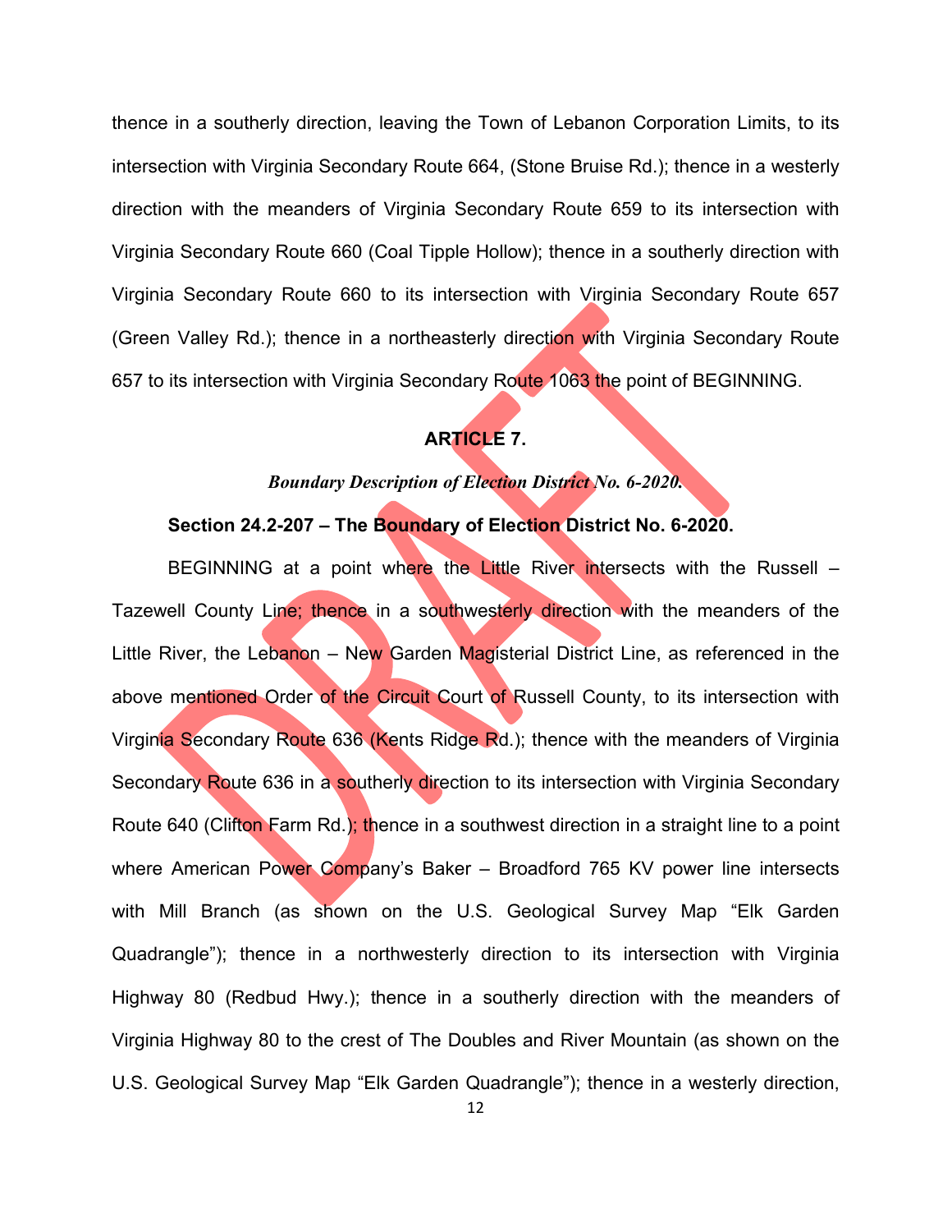thence in a southerly direction, leaving the Town of Lebanon Corporation Limits, to its intersection with Virginia Secondary Route 664, (Stone Bruise Rd.); thence in a westerly direction with the meanders of Virginia Secondary Route 659 to its intersection with Virginia Secondary Route 660 (Coal Tipple Hollow); thence in a southerly direction with Virginia Secondary Route 660 to its intersection with Virginia Secondary Route 657 (Green Valley Rd.); thence in a northeasterly direction with Virginia Secondary Route 657 to its intersection with Virginia Secondary Route 1063 the point of BEGINNING.

## ARTICLE 7.

### *Boundary Description of Election District No. 6-2020.*

**Section 24.2-207 – The Boundary of Election District No. 6-2020.**

BEGINNING at a point where the Little River intersects with the Russell – Tazewell County Line; thence in a southwesterly direction with the meanders of the Little River, the Lebanon – New Garden Magisterial District Line, as referenced in the above mentioned Order of the Circuit Court of Russell County, to its intersection with Virginia Secondary Route 636 (Kents Ridge Rd.); thence with the meanders of Virginia Secondary Route 636 in a southerly direction to its intersection with Virginia Secondary Route 640 (Clifton Farm Rd.); thence in a southwest direction in a straight line to a point where American Power Company's Baker – Broadford 765 KV power line intersects with Mill Branch (as shown on the U.S. Geological Survey Map "Elk Garden Quadrangle"); thence in a northwesterly direction to its intersection with Virginia Highway 80 (Redbud Hwy.); thence in a southerly direction with the meanders of Virginia Highway 80 to the crest of The Doubles and River Mountain (as shown on the U.S. Geological Survey Map "Elk Garden Quadrangle"); thence in a westerly direction,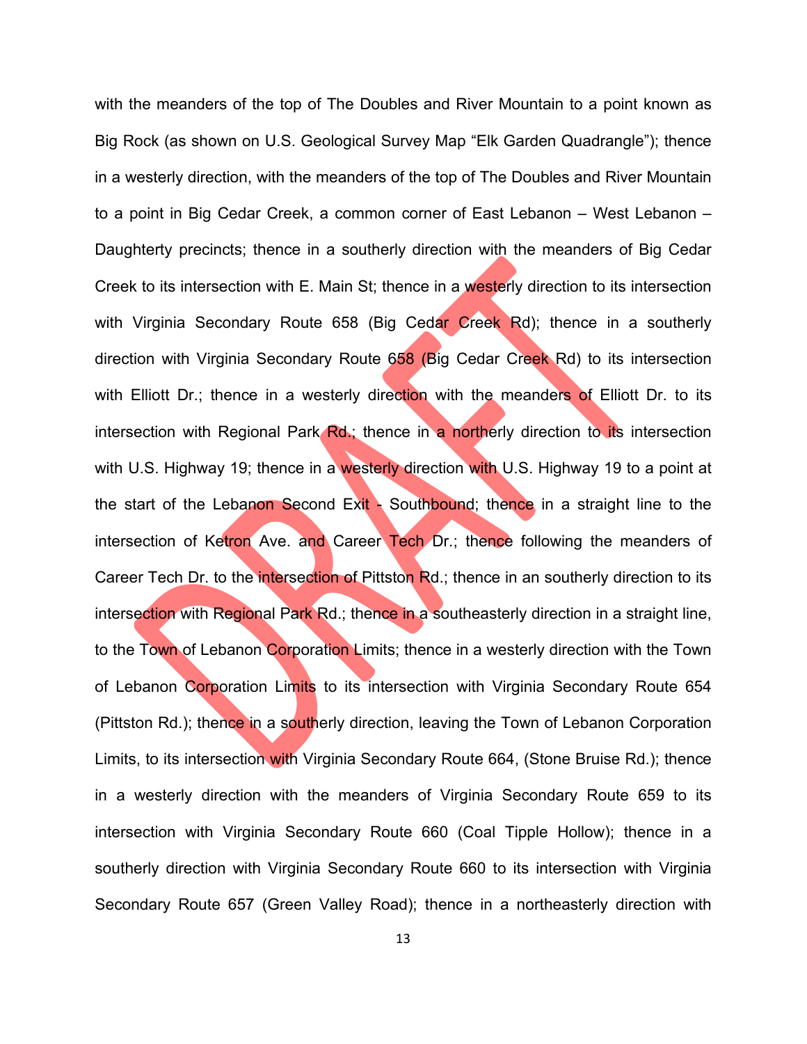with the meanders of the top of The Doubles and River Mountain to a point known as Big Rock (as shown on U.S. Geological Survey Map "Elk Garden Quadrangle"); thence in a westerly direction, with the meanders of the top of The Doubles and River Mountain to a point in Big Cedar Creek, a common corner of East Lebanon – West Lebanon – Daughterty precincts; thence in a southerly direction with the meanders of Big Cedar Creek to its intersection with E. Main St; thence in a westerly direction to its intersection with Virginia Secondary Route 658 (Big Cedar Creek Rd); thence in a southerly direction with Virginia Secondary Route 658 (Big Cedar Creek Rd) to its intersection with Elliott Dr.; thence in a westerly direction with the meanders of Elliott Dr. to its intersection with Regional Park Rd.; thence in a northerly direction to its intersection with U.S. Highway 19; thence in a westerly direction with U.S. Highway 19 to a point at the start of the Lebanon Second Exit - Southbound; thence in a straight line to the intersection of Ketron Ave. and Career Tech Dr.; thence following the meanders of Career Tech Dr. to the intersection of Pittston Rd.; thence in an southerly direction to its intersection with Regional Park Rd.; thence in a southeasterly direction in a straight line, to the Town of Lebanon Corporation Limits; thence in a westerly direction with the Town of Lebanon Corporation Limits to its intersection with Virginia Secondary Route 654 (Pittston Rd.); thence in a southerly direction, leaving the Town of Lebanon Corporation Limits, to its intersection with Virginia Secondary Route 664, (Stone Bruise Rd.); thence in a westerly direction with the meanders of Virginia Secondary Route 659 to its intersection with Virginia Secondary Route 660 (Coal Tipple Hollow); thence in a southerly direction with Virginia Secondary Route 660 to its intersection with Virginia Secondary Route 657 (Green Valley Road); thence in a northeasterly direction with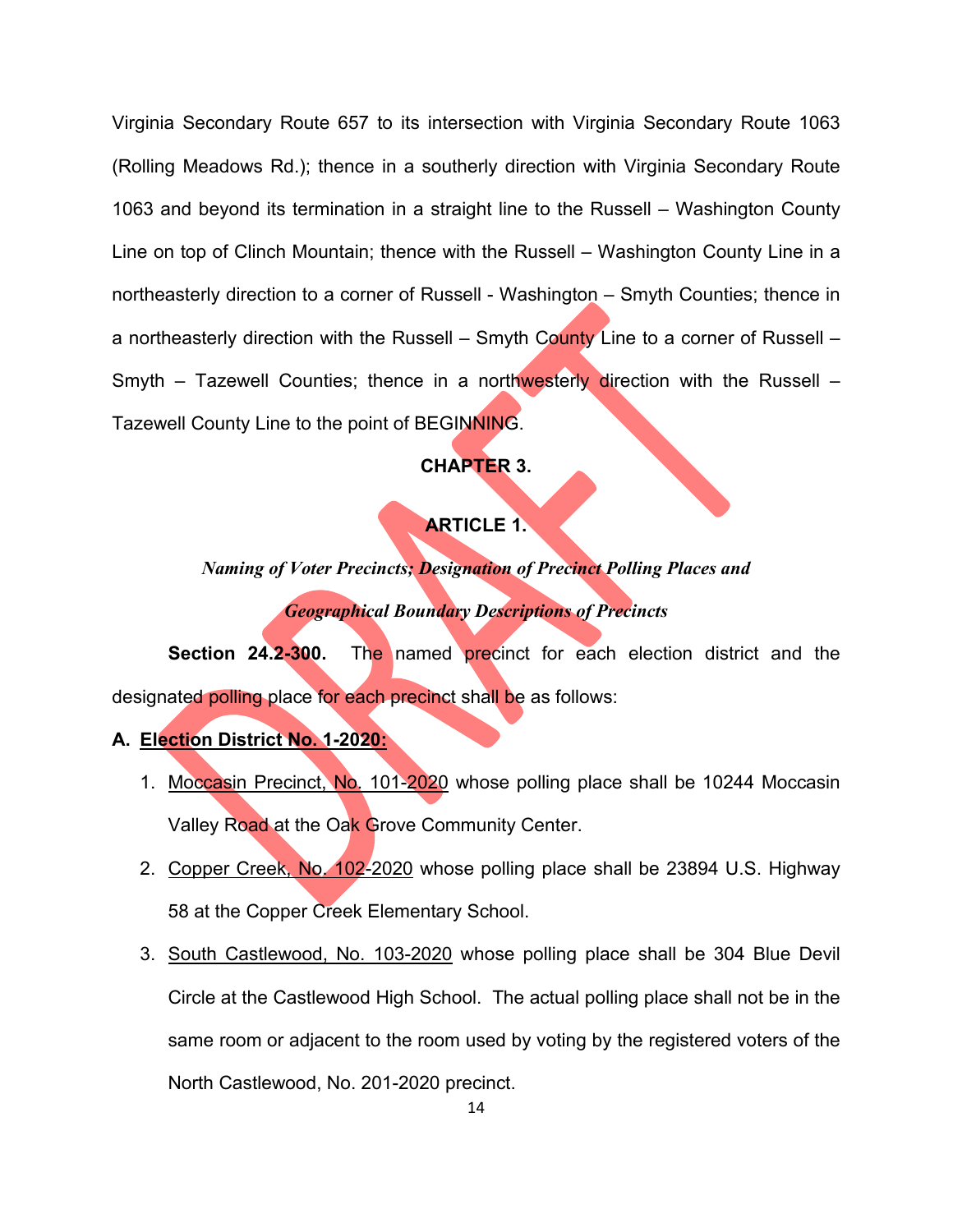Virginia Secondary Route 657 to its intersection with Virginia Secondary Route 1063 (Rolling Meadows Rd.); thence in a southerly direction with Virginia Secondary Route 1063 and beyond its termination in a straight line to the Russell – Washington County Line on top of Clinch Mountain; thence with the Russell – Washington County Line in a northeasterly direction to a corner of Russell - Washington – Smyth Counties; thence in a northeasterly direction with the Russell – Smyth County Line to a corner of Russell – Smyth – Tazewell Counties; thence in a northwesterly direction with the Russell – Tazewell County Line to the point of BEGINNING.

## CHAPTER 3.

## ARTICLE 1.

### *Naming of Voter Precincts; Designation of Precinct Polling Places and Geographical Boundary Descriptions of Precincts*

**Section 24.2-300.** The named precinct for each election district and the designated polling place for each precinct shall be as follows:

**A. Election District No. 1-2020:**

1. Moccasin Precinct, No. 101-2020 whose polling place shall be 10244 Moccasin Valley Road at the Oak Grove Community Center.
2. Copper Creek, No. 102-2020 whose polling place shall be 23894 U.S. Highway 58 at the Copper Creek Elementary School.
3. South Castlewood, No. 103-2020 whose polling place shall be 304 Blue Devil Circle at the Castlewood High School. The actual polling place shall not be in the same room or adjacent to the room used by voting by the registered voters of the North Castlewood, No. 201-2020 precinct.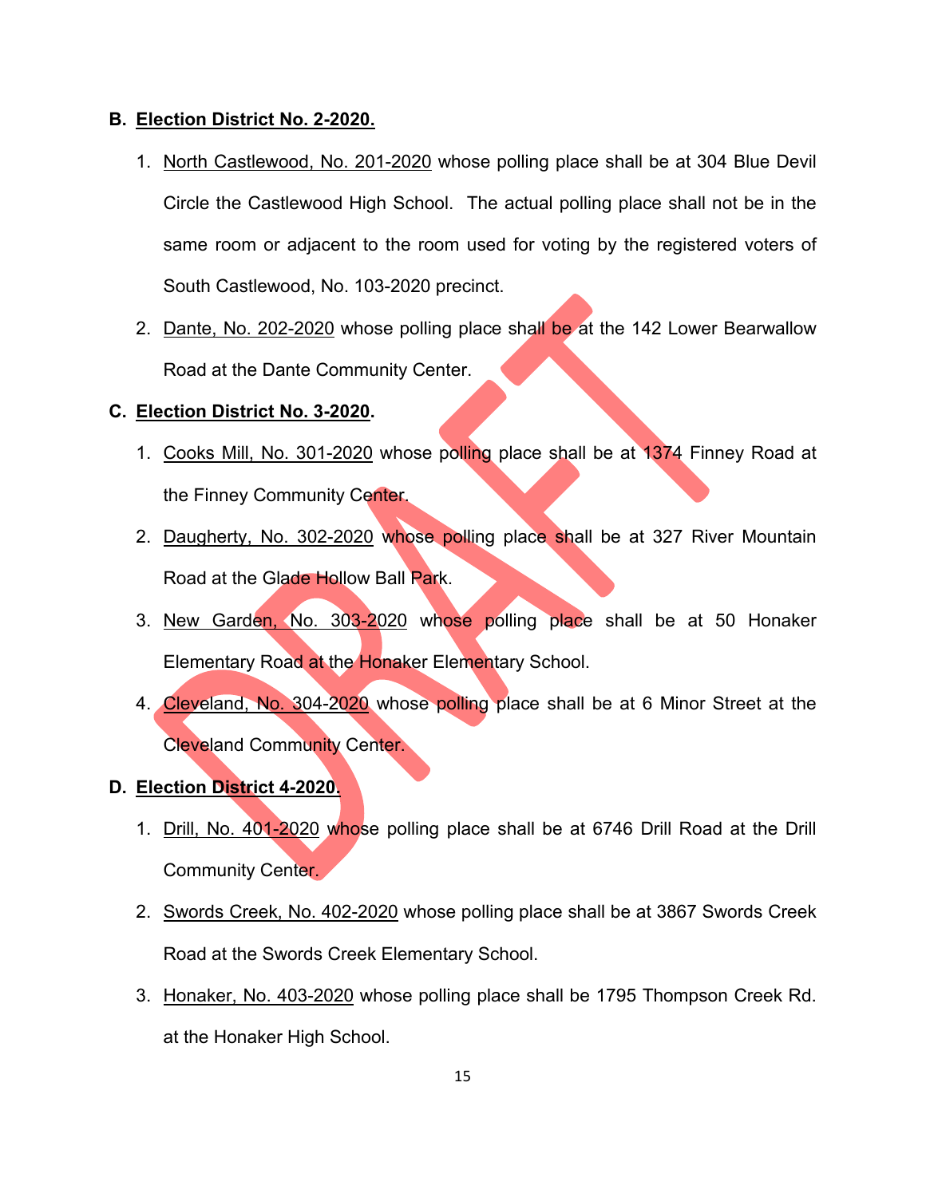**B. <u>Election District No. 2-2020.</u>**

1. <u>North Castlewood, No. 201-2020</u> whose polling place shall be at 304 Blue Devil Circle the Castlewood High School. The actual polling place shall not be in the same room or adjacent to the room used for voting by the registered voters of South Castlewood, No. 103-2020 precinct.
2. <u>Dante, No. 202-2020</u> whose polling place shall be at the 142 Lower Bearwallow Road at the Dante Community Center.

**C. <u>Election District No. 3-2020</u>.**

1. <u>Cooks Mill, No. 301-2020</u> whose polling place shall be at 1374 Finney Road at the Finney Community Center.
2. <u>Daugherty, No. 302-2020</u> whose polling place shall be at 327 River Mountain Road at the Glade Hollow Ball Park.
3. <u>New Garden, No. 303-2020</u> whose polling place shall be at 50 Honaker Elementary Road at the Honaker Elementary School.
4. <u>Cleveland, No. 304-2020</u> whose polling place shall be at 6 Minor Street at the Cleveland Community Center.

**D. <u>Election District 4-2020.</u>**

1. <u>Drill, No. 401-2020</u> whose polling place shall be at 6746 Drill Road at the Drill Community Center.
2. <u>Swords Creek, No. 402-2020</u> whose polling place shall be at 3867 Swords Creek Road at the Swords Creek Elementary School.
3. <u>Honaker, No. 403-2020</u> whose polling place shall be 1795 Thompson Creek Rd. at the Honaker High School.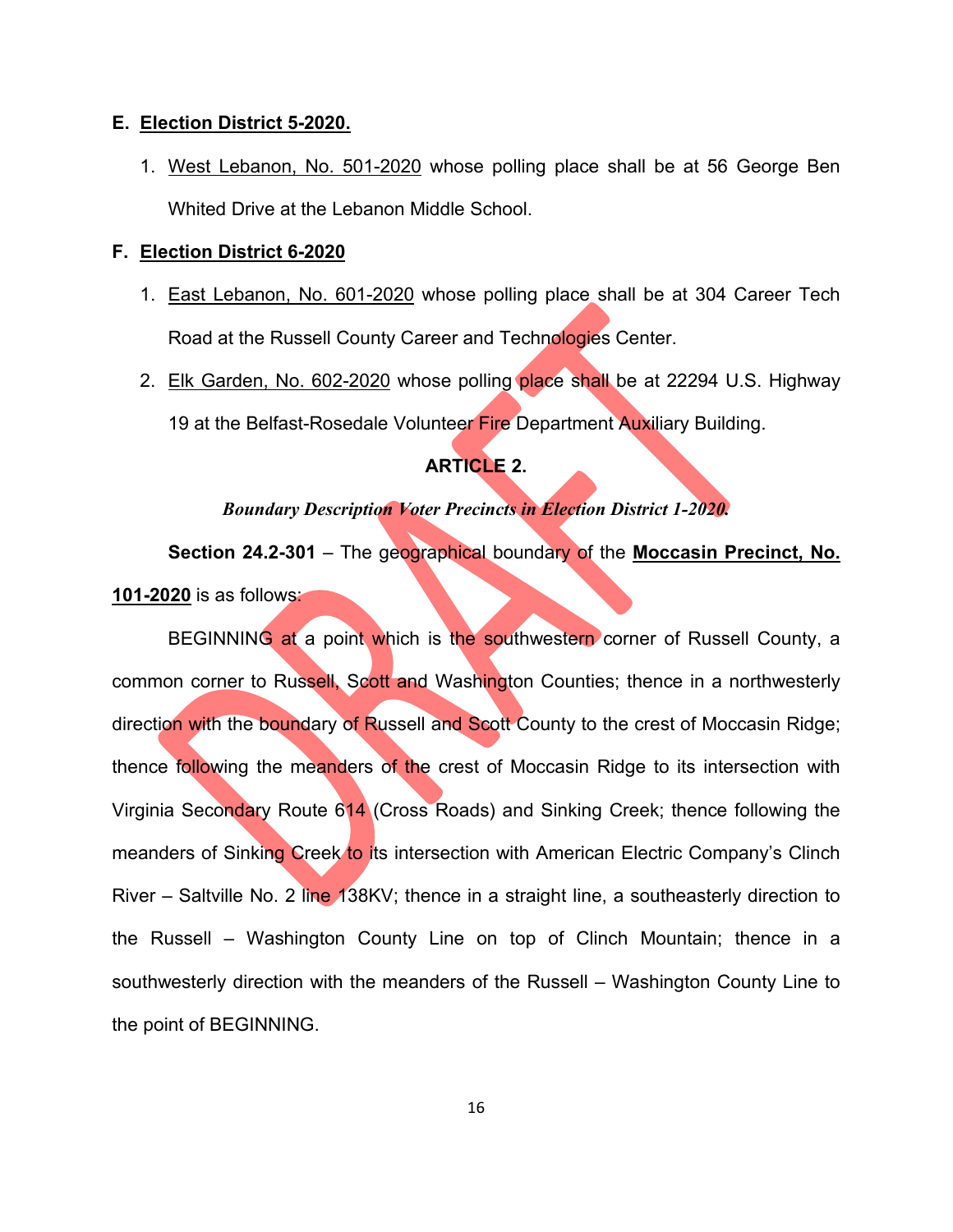**E. <u>Election District 5-2020.</u>**

1. <u>West Lebanon, No. 501-2020</u> whose polling place shall be at 56 George Ben Whited Drive at the Lebanon Middle School.

**F. <u>Election District 6-2020</u>**

1. <u>East Lebanon, No. 601-2020</u> whose polling place shall be at 304 Career Tech Road at the Russell County Career and Technologies Center.
2. <u>Elk Garden, No. 602-2020</u> whose polling place shall be at 22294 U.S. Highway 19 at the Belfast-Rosedale Volunteer Fire Department Auxiliary Building.

**ARTICLE 2.**

***Boundary Description Voter Precincts in Election District 1-2020.***

**Section 24.2-301** – The geographical boundary of the **<u>Moccasin Precinct, No. 101-2020</u>** is as follows:

BEGINNING at a point which is the southwestern corner of Russell County, a common corner to Russell, Scott and Washington Counties; thence in a northwesterly direction with the boundary of Russell and Scott County to the crest of Moccasin Ridge; thence following the meanders of the crest of Moccasin Ridge to its intersection with Virginia Secondary Route 614 (Cross Roads) and Sinking Creek; thence following the meanders of Sinking Creek to its intersection with American Electric Company's Clinch River – Saltville No. 2 line 138KV; thence in a straight line, a southeasterly direction to the Russell – Washington County Line on top of Clinch Mountain; thence in a southwesterly direction with the meanders of the Russell – Washington County Line to the point of BEGINNING.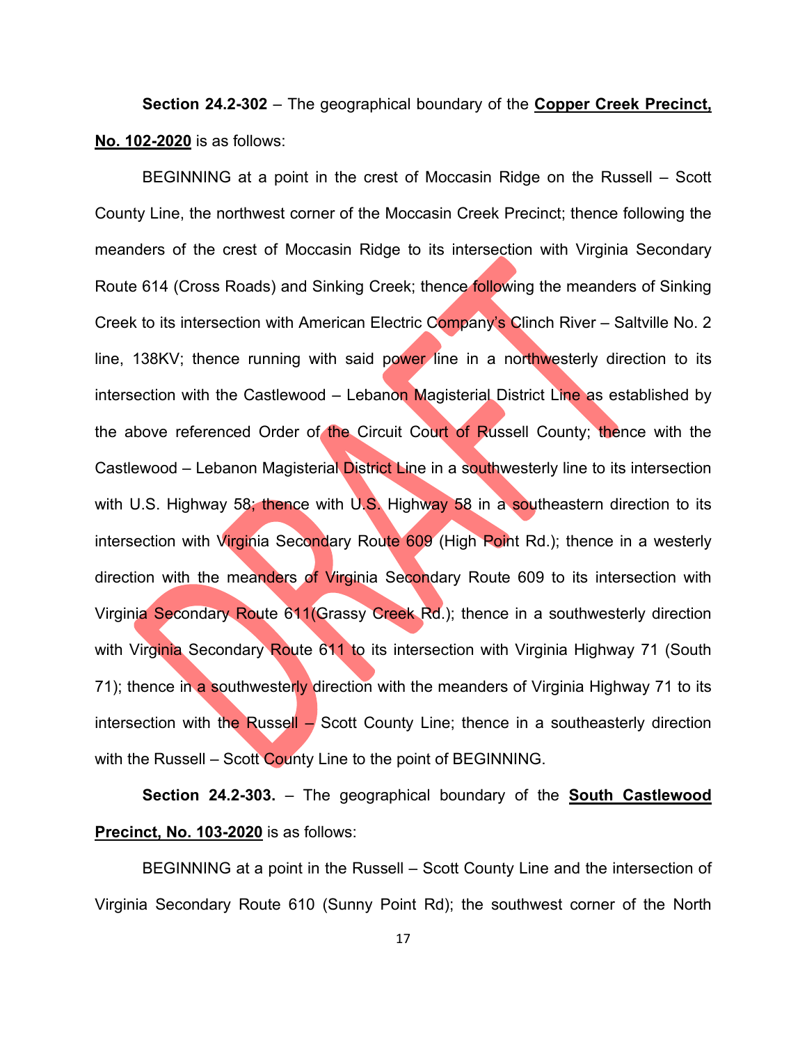**Section 24.2-302** – The geographical boundary of the **Copper Creek Precinct, No. 102-2020** is as follows:

BEGINNING at a point in the crest of Moccasin Ridge on the Russell – Scott County Line, the northwest corner of the Moccasin Creek Precinct; thence following the meanders of the crest of Moccasin Ridge to its intersection with Virginia Secondary Route 614 (Cross Roads) and Sinking Creek; thence following the meanders of Sinking Creek to its intersection with American Electric Company's Clinch River – Saltville No. 2 line, 138KV; thence running with said power line in a northwesterly direction to its intersection with the Castlewood – Lebanon Magisterial District Line as established by the above referenced Order of the Circuit Court of Russell County; thence with the Castlewood – Lebanon Magisterial District Line in a southwesterly line to its intersection with U.S. Highway 58; thence with U.S. Highway 58 in a southeastern direction to its intersection with Virginia Secondary Route 609 (High Point Rd.); thence in a westerly direction with the meanders of Virginia Secondary Route 609 to its intersection with Virginia Secondary Route 611(Grassy Creek Rd.); thence in a southwesterly direction with Virginia Secondary Route 611 to its intersection with Virginia Highway 71 (South 71); thence in a southwesterly direction with the meanders of Virginia Highway 71 to its intersection with the Russell – Scott County Line; thence in a southeasterly direction with the Russell – Scott County Line to the point of BEGINNING.

**Section 24.2-303.** – The geographical boundary of the **South Castlewood Precinct, No. 103-2020** is as follows:

BEGINNING at a point in the Russell – Scott County Line and the intersection of Virginia Secondary Route 610 (Sunny Point Rd); the southwest corner of the North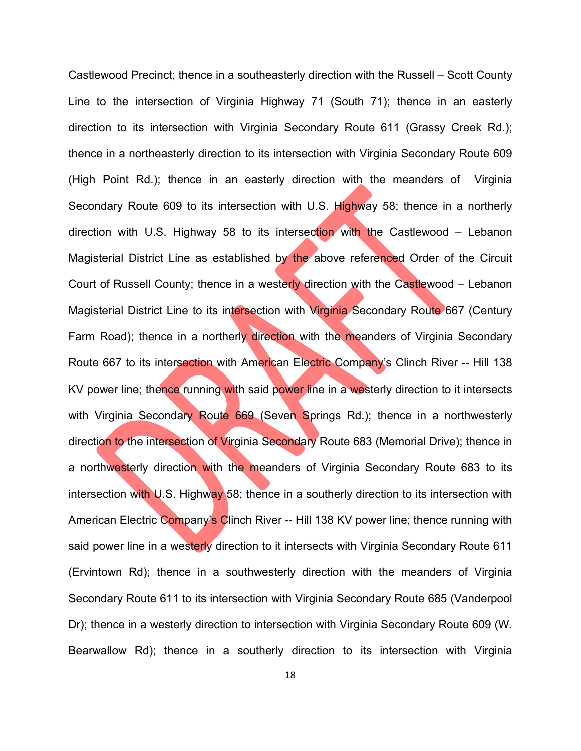Castlewood Precinct; thence in a southeasterly direction with the Russell – Scott County Line to the intersection of Virginia Highway 71 (South 71); thence in an easterly direction to its intersection with Virginia Secondary Route 611 (Grassy Creek Rd.); thence in a northeasterly direction to its intersection with Virginia Secondary Route 609 (High Point Rd.); thence in an easterly direction with the meanders of Virginia Secondary Route 609 to its intersection with U.S. Highway 58; thence in a northerly direction with U.S. Highway 58 to its intersection with the Castlewood – Lebanon Magisterial District Line as established by the above referenced Order of the Circuit Court of Russell County; thence in a westerly direction with the Castlewood – Lebanon Magisterial District Line to its intersection with Virginia Secondary Route 667 (Century Farm Road); thence in a northerly direction with the meanders of Virginia Secondary Route 667 to its intersection with American Electric Company's Clinch River -- Hill 138 KV power line; thence running with said power line in a westerly direction to it intersects with Virginia Secondary Route 669 (Seven Springs Rd.); thence in a northwesterly direction to the intersection of Virginia Secondary Route 683 (Memorial Drive); thence in a northwesterly direction with the meanders of Virginia Secondary Route 683 to its intersection with U.S. Highway 58; thence in a southerly direction to its intersection with American Electric Company's Clinch River -- Hill 138 KV power line; thence running with said power line in a westerly direction to it intersects with Virginia Secondary Route 611 (Ervintown Rd); thence in a southwesterly direction with the meanders of Virginia Secondary Route 611 to its intersection with Virginia Secondary Route 685 (Vanderpool Dr); thence in a westerly direction to intersection with Virginia Secondary Route 609 (W. Bearwallow Rd); thence in a southerly direction to its intersection with Virginia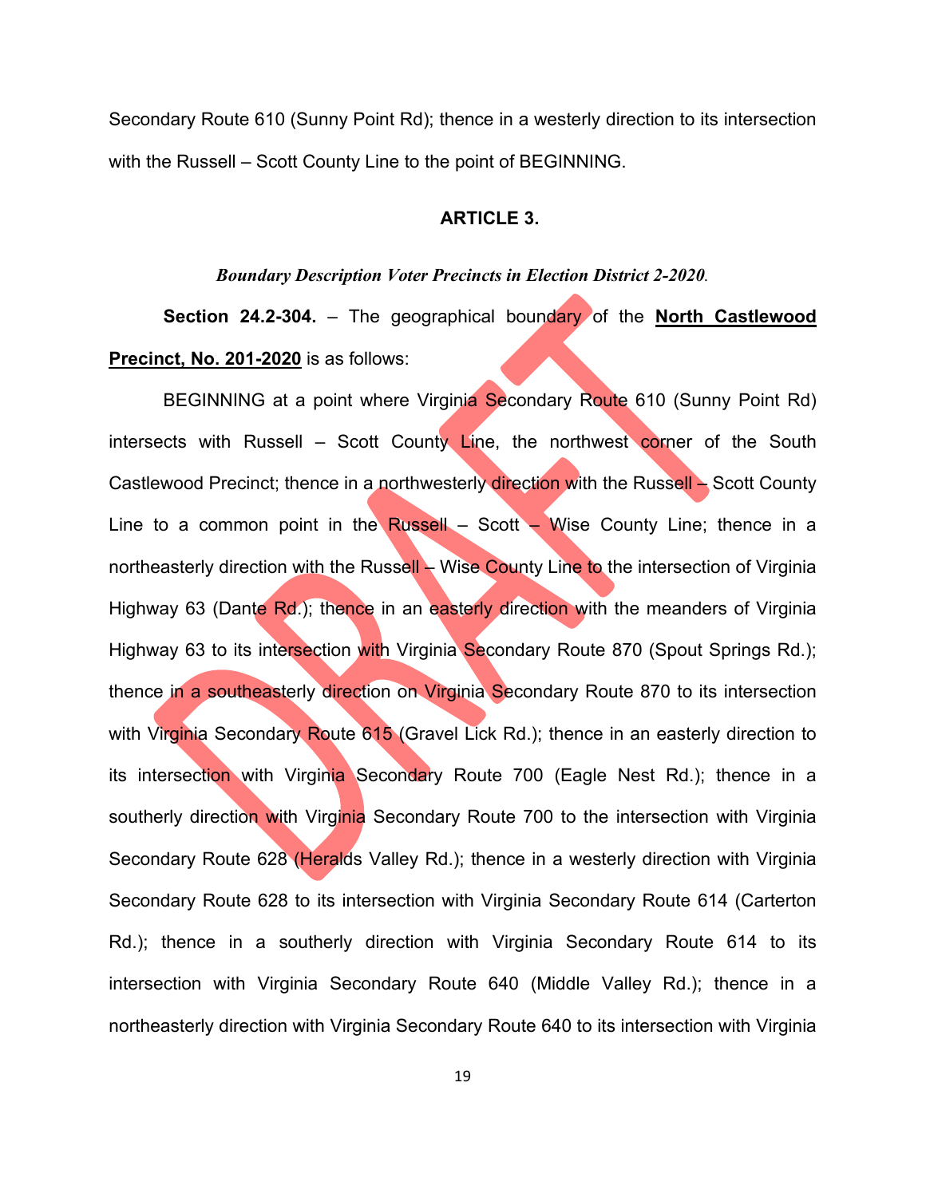Secondary Route 610 (Sunny Point Rd); thence in a westerly direction to its intersection with the Russell – Scott County Line to the point of BEGINNING.

## ARTICLE 3.

***Boundary Description Voter Precincts in Election District 2-2020.***

**Section 24.2-304.** – The geographical boundary of the **North Castlewood Precinct, No. 201-2020** is as follows:

BEGINNING at a point where Virginia Secondary Route 610 (Sunny Point Rd) intersects with Russell – Scott County Line, the northwest corner of the South Castlewood Precinct; thence in a northwesterly direction with the Russell – Scott County Line to a common point in the Russell – Scott – Wise County Line; thence in a northeasterly direction with the Russell – Wise County Line to the intersection of Virginia Highway 63 (Dante Rd.); thence in an easterly direction with the meanders of Virginia Highway 63 to its intersection with Virginia Secondary Route 870 (Spout Springs Rd.); thence in a southeasterly direction on Virginia Secondary Route 870 to its intersection with Virginia Secondary Route 615 (Gravel Lick Rd.); thence in an easterly direction to its intersection with Virginia Secondary Route 700 (Eagle Nest Rd.); thence in a southerly direction with Virginia Secondary Route 700 to the intersection with Virginia Secondary Route 628 (Heralds Valley Rd.); thence in a westerly direction with Virginia Secondary Route 628 to its intersection with Virginia Secondary Route 614 (Carterton Rd.); thence in a southerly direction with Virginia Secondary Route 614 to its intersection with Virginia Secondary Route 640 (Middle Valley Rd.); thence in a northeasterly direction with Virginia Secondary Route 640 to its intersection with Virginia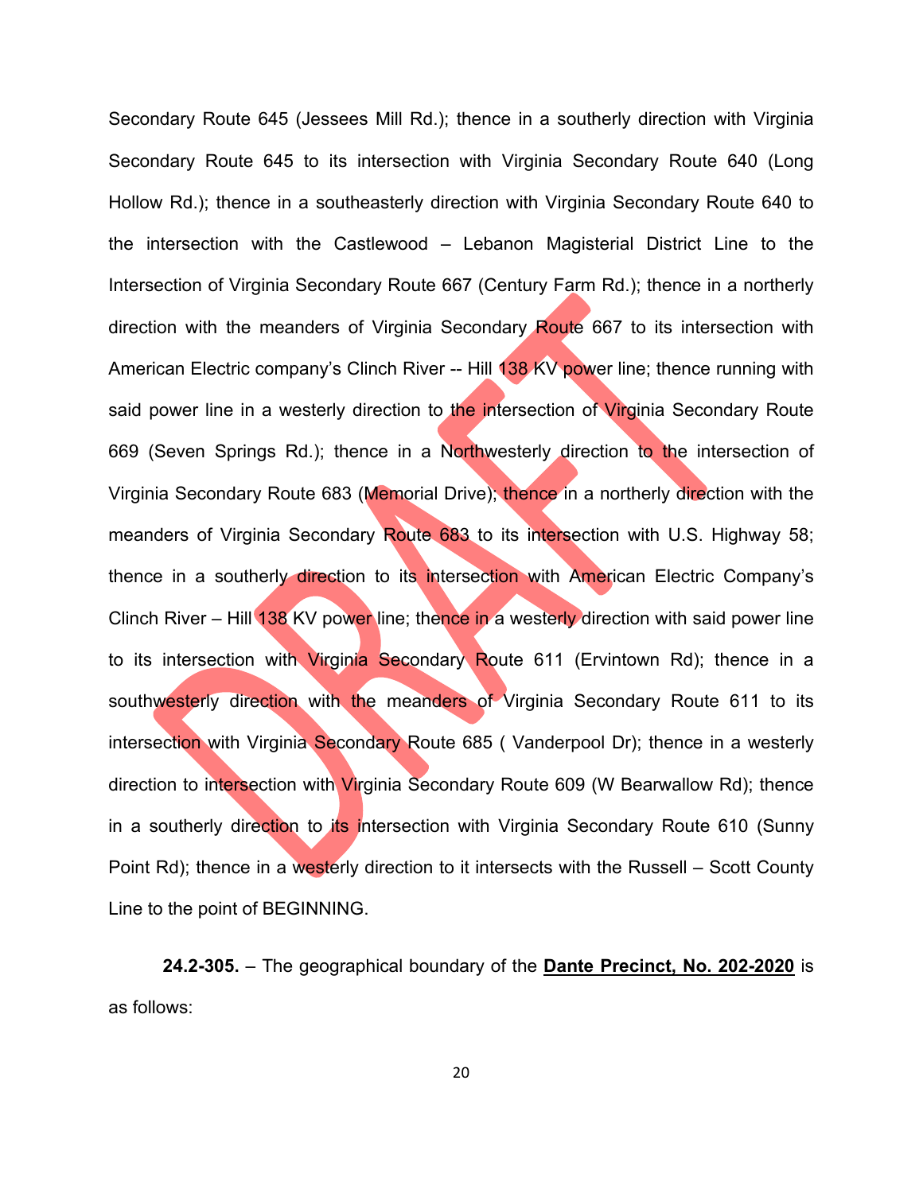Secondary Route 645 (Jessees Mill Rd.); thence in a southerly direction with Virginia Secondary Route 645 to its intersection with Virginia Secondary Route 640 (Long Hollow Rd.); thence in a southeasterly direction with Virginia Secondary Route 640 to the intersection with the Castlewood – Lebanon Magisterial District Line to the Intersection of Virginia Secondary Route 667 (Century Farm Rd.); thence in a northerly direction with the meanders of Virginia Secondary Route 667 to its intersection with American Electric company's Clinch River -- Hill 138 KV power line; thence running with said power line in a westerly direction to the intersection of Virginia Secondary Route 669 (Seven Springs Rd.); thence in a Northwesterly direction to the intersection of Virginia Secondary Route 683 (Memorial Drive); thence in a northerly direction with the meanders of Virginia Secondary Route 683 to its intersection with U.S. Highway 58; thence in a southerly direction to its intersection with American Electric Company's Clinch River – Hill 138 KV power line; thence in a westerly direction with said power line to its intersection with Virginia Secondary Route 611 (Ervintown Rd); thence in a southwesterly direction with the meanders of Virginia Secondary Route 611 to its intersection with Virginia Secondary Route 685 ( Vanderpool Dr); thence in a westerly direction to intersection with Virginia Secondary Route 609 (W Bearwallow Rd); thence in a southerly direction to its intersection with Virginia Secondary Route 610 (Sunny Point Rd); thence in a westerly direction to it intersects with the Russell – Scott County Line to the point of BEGINNING.

**24.2-305.** – The geographical boundary of the **Dante Precinct, No. 202-2020** is as follows: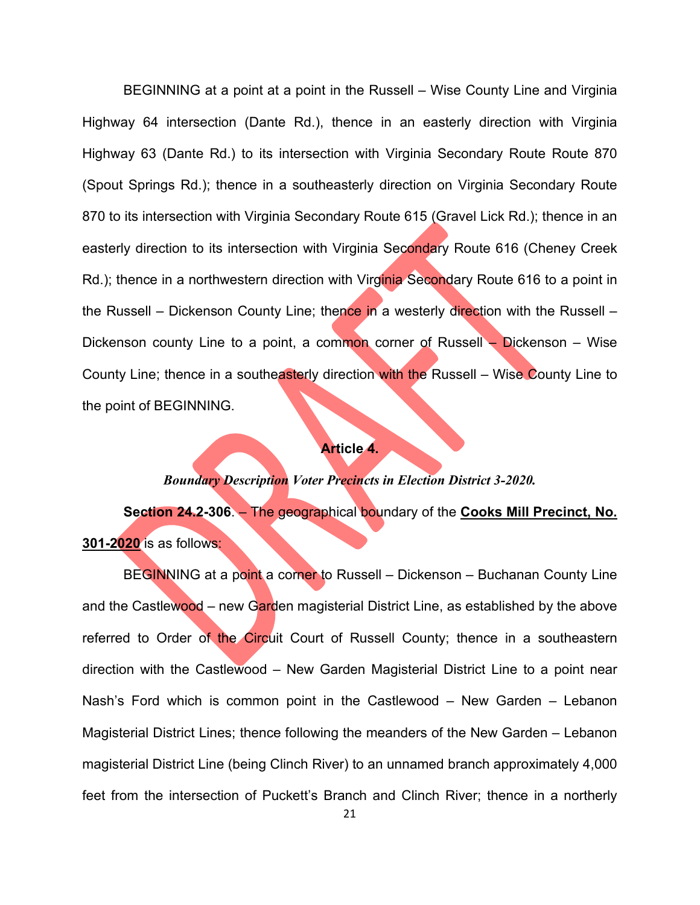BEGINNING at a point at a point in the Russell – Wise County Line and Virginia Highway 64 intersection (Dante Rd.), thence in an easterly direction with Virginia Highway 63 (Dante Rd.) to its intersection with Virginia Secondary Route Route 870 (Spout Springs Rd.); thence in a southeasterly direction on Virginia Secondary Route 870 to its intersection with Virginia Secondary Route 615 (Gravel Lick Rd.); thence in an easterly direction to its intersection with Virginia Secondary Route 616 (Cheney Creek Rd.); thence in a northwestern direction with Virginia Secondary Route 616 to a point in the Russell – Dickenson County Line; thence in a westerly direction with the Russell – Dickenson county Line to a point, a common corner of Russell – Dickenson – Wise County Line; thence in a southeasterly direction with the Russell – Wise County Line to the point of BEGINNING.

**Article 4.**

***Boundary Description Voter Precincts in Election District 3-2020.***

**Section 24.2-306**. – The geographical boundary of the **Cooks Mill Precinct, No. 301-2020** is as follows:

BEGINNING at a point a corner to Russell – Dickenson – Buchanan County Line and the Castlewood – new Garden magisterial District Line, as established by the above referred to Order of the Circuit Court of Russell County; thence in a southeastern direction with the Castlewood – New Garden Magisterial District Line to a point near Nash's Ford which is common point in the Castlewood – New Garden – Lebanon Magisterial District Lines; thence following the meanders of the New Garden – Lebanon magisterial District Line (being Clinch River) to an unnamed branch approximately 4,000 feet from the intersection of Puckett's Branch and Clinch River; thence in a northerly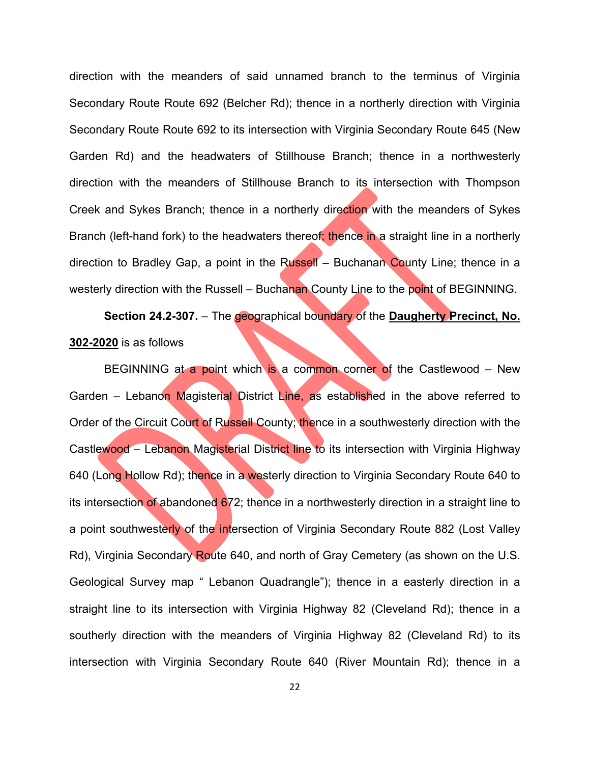direction with the meanders of said unnamed branch to the terminus of Virginia Secondary Route Route 692 (Belcher Rd); thence in a northerly direction with Virginia Secondary Route Route 692 to its intersection with Virginia Secondary Route 645 (New Garden Rd) and the headwaters of Stillhouse Branch; thence in a northwesterly direction with the meanders of Stillhouse Branch to its intersection with Thompson Creek and Sykes Branch; thence in a northerly direction with the meanders of Sykes Branch (left-hand fork) to the headwaters thereof; thence in a straight line in a northerly direction to Bradley Gap, a point in the Russell – Buchanan County Line; thence in a westerly direction with the Russell – Buchanan County Line to the point of BEGINNING.

**Section 24.2-307.** – The geographical boundary of the **<u>Daugherty Precinct, No. 302-2020</u>** is as follows

BEGINNING at a point which is a common corner of the Castlewood – New Garden – Lebanon Magisterial District Line, as established in the above referred to Order of the Circuit Court of Russell County; thence in a southwesterly direction with the Castlewood – Lebanon Magisterial District line to its intersection with Virginia Highway 640 (Long Hollow Rd); thence in a westerly direction to Virginia Secondary Route 640 to its intersection of abandoned 672; thence in a northwesterly direction in a straight line to a point southwesterly of the intersection of Virginia Secondary Route 882 (Lost Valley Rd), Virginia Secondary Route 640, and north of Gray Cemetery (as shown on the U.S. Geological Survey map " Lebanon Quadrangle"); thence in a easterly direction in a straight line to its intersection with Virginia Highway 82 (Cleveland Rd); thence in a southerly direction with the meanders of Virginia Highway 82 (Cleveland Rd) to its intersection with Virginia Secondary Route 640 (River Mountain Rd); thence in a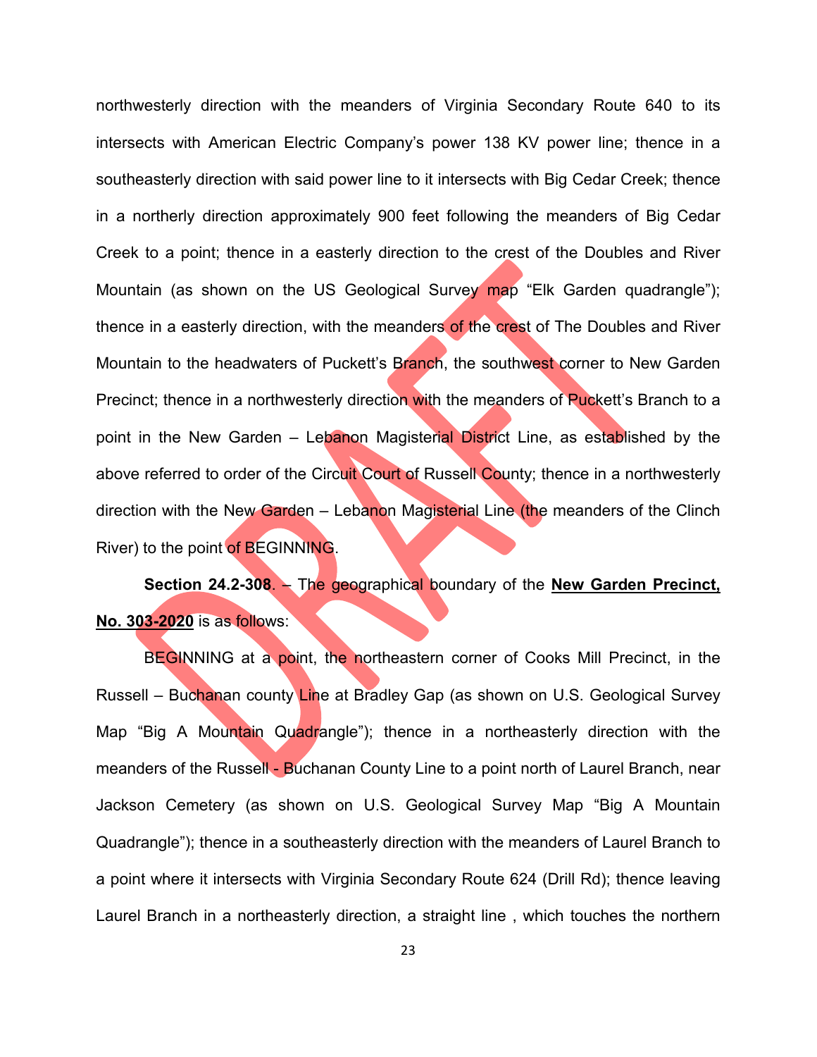northwesterly direction with the meanders of Virginia Secondary Route 640 to its intersects with American Electric Company's power 138 KV power line; thence in a southeasterly direction with said power line to it intersects with Big Cedar Creek; thence in a northerly direction approximately 900 feet following the meanders of Big Cedar Creek to a point; thence in a easterly direction to the crest of the Doubles and River Mountain (as shown on the US Geological Survey map "Elk Garden quadrangle"); thence in a easterly direction, with the meanders of the crest of The Doubles and River Mountain to the headwaters of Puckett's Branch, the southwest corner to New Garden Precinct; thence in a northwesterly direction with the meanders of Puckett's Branch to a point in the New Garden – Lebanon Magisterial District Line, as established by the above referred to order of the Circuit Court of Russell County; thence in a northwesterly direction with the New Garden – Lebanon Magisterial Line (the meanders of the Clinch River) to the point of BEGINNING.

**Section 24.2-308**. – The geographical boundary of the **<u>New Garden Precinct, No. 303-2020</u>** is as follows:

BEGINNING at a point, the northeastern corner of Cooks Mill Precinct, in the Russell – Buchanan county Line at Bradley Gap (as shown on U.S. Geological Survey Map "Big A Mountain Quadrangle"); thence in a northeasterly direction with the meanders of the Russell - Buchanan County Line to a point north of Laurel Branch, near Jackson Cemetery (as shown on U.S. Geological Survey Map "Big A Mountain Quadrangle"); thence in a southeasterly direction with the meanders of Laurel Branch to a point where it intersects with Virginia Secondary Route 624 (Drill Rd); thence leaving Laurel Branch in a northeasterly direction, a straight line , which touches the northern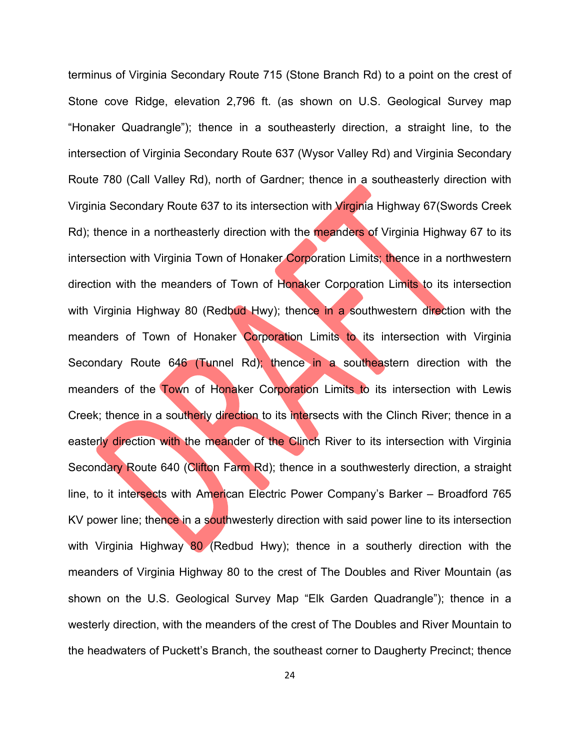terminus of Virginia Secondary Route 715 (Stone Branch Rd) to a point on the crest of Stone cove Ridge, elevation 2,796 ft. (as shown on U.S. Geological Survey map "Honaker Quadrangle"); thence in a southeasterly direction, a straight line, to the intersection of Virginia Secondary Route 637 (Wysor Valley Rd) and Virginia Secondary Route 780 (Call Valley Rd), north of Gardner; thence in a southeasterly direction with Virginia Secondary Route 637 to its intersection with Virginia Highway 67(Swords Creek Rd); thence in a northeasterly direction with the meanders of Virginia Highway 67 to its intersection with Virginia Town of Honaker Corporation Limits; thence in a northwestern direction with the meanders of Town of Honaker Corporation Limits to its intersection with Virginia Highway 80 (Redbud Hwy); thence in a southwestern direction with the meanders of Town of Honaker Corporation Limits to its intersection with Virginia Secondary Route 646 (Tunnel Rd); thence in a southeastern direction with the meanders of the Town of Honaker Corporation Limits to its intersection with Lewis Creek; thence in a southerly direction to its intersects with the Clinch River; thence in a easterly direction with the meander of the Clinch River to its intersection with Virginia Secondary Route 640 (Clifton Farm Rd); thence in a southwesterly direction, a straight line, to it intersects with American Electric Power Company's Barker – Broadford 765 KV power line; thence in a southwesterly direction with said power line to its intersection with Virginia Highway 80 (Redbud Hwy); thence in a southerly direction with the meanders of Virginia Highway 80 to the crest of The Doubles and River Mountain (as shown on the U.S. Geological Survey Map "Elk Garden Quadrangle"); thence in a westerly direction, with the meanders of the crest of The Doubles and River Mountain to the headwaters of Puckett's Branch, the southeast corner to Daugherty Precinct; thence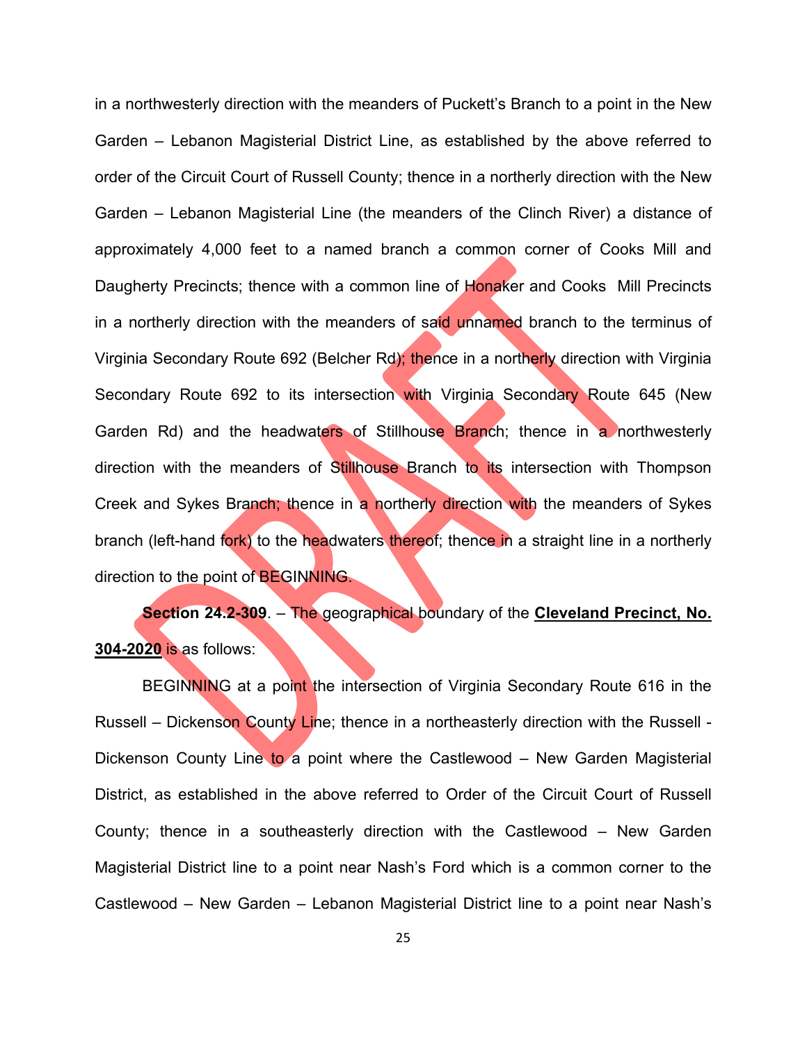in a northwesterly direction with the meanders of Puckett's Branch to a point in the New Garden – Lebanon Magisterial District Line, as established by the above referred to order of the Circuit Court of Russell County; thence in a northerly direction with the New Garden – Lebanon Magisterial Line (the meanders of the Clinch River) a distance of approximately 4,000 feet to a named branch a common corner of Cooks Mill and Daugherty Precincts; thence with a common line of Honaker and Cooks Mill Precincts in a northerly direction with the meanders of said unnamed branch to the terminus of Virginia Secondary Route 692 (Belcher Rd); thence in a northerly direction with Virginia Secondary Route 692 to its intersection with Virginia Secondary Route 645 (New Garden Rd) and the headwaters of Stillhouse Branch; thence in a northwesterly direction with the meanders of Stillhouse Branch to its intersection with Thompson Creek and Sykes Branch; thence in a northerly direction with the meanders of Sykes branch (left-hand fork) to the headwaters thereof; thence in a straight line in a northerly direction to the point of BEGINNING.

**Section 24.2-309**. – The geographical boundary of the **Cleveland Precinct, No. 304-2020** is as follows:

BEGINNING at a point the intersection of Virginia Secondary Route 616 in the Russell – Dickenson County Line; thence in a northeasterly direction with the Russell - Dickenson County Line to a point where the Castlewood – New Garden Magisterial District, as established in the above referred to Order of the Circuit Court of Russell County; thence in a southeasterly direction with the Castlewood – New Garden Magisterial District line to a point near Nash's Ford which is a common corner to the Castlewood – New Garden – Lebanon Magisterial District line to a point near Nash's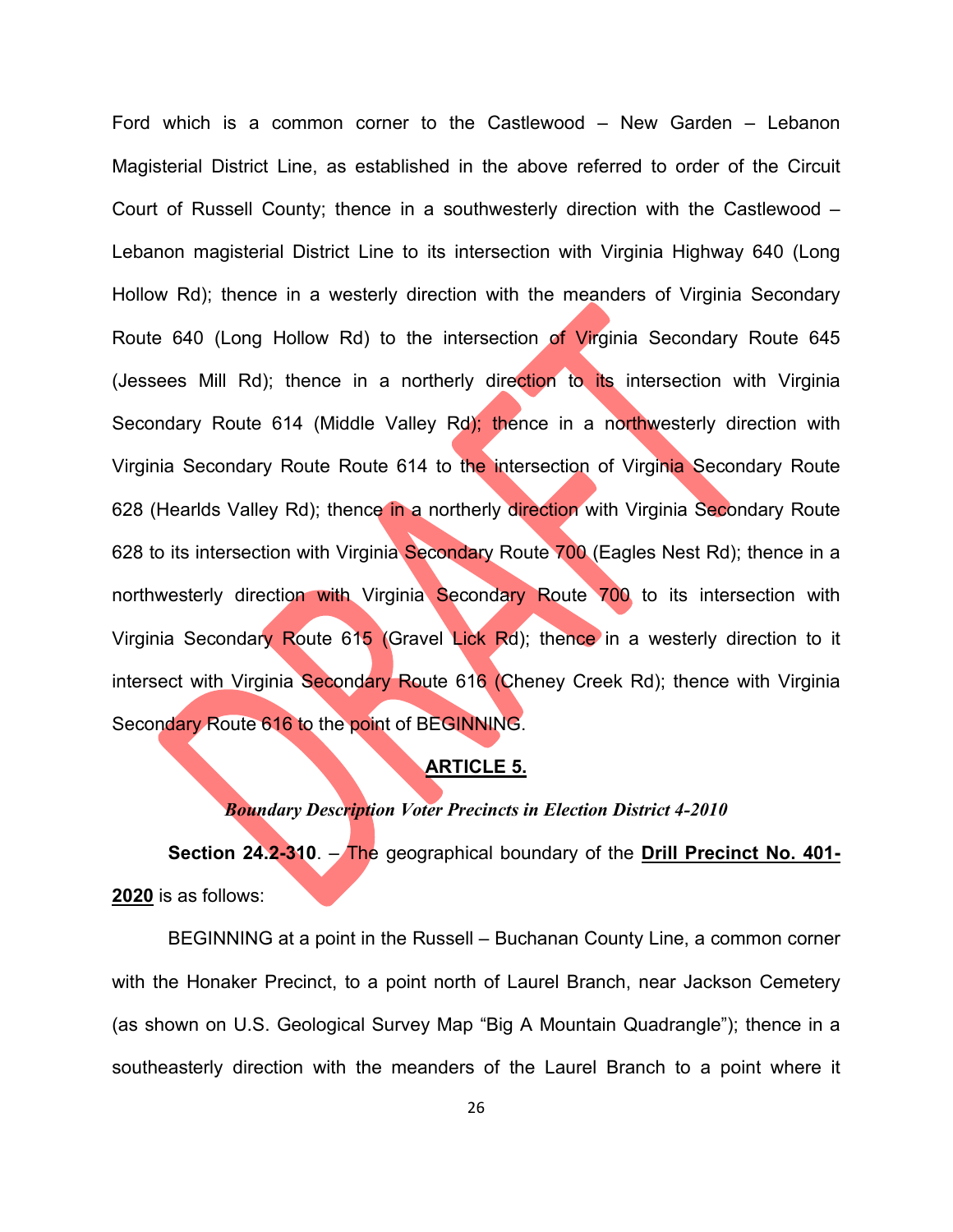Ford which is a common corner to the Castlewood – New Garden – Lebanon Magisterial District Line, as established in the above referred to order of the Circuit Court of Russell County; thence in a southwesterly direction with the Castlewood – Lebanon magisterial District Line to its intersection with Virginia Highway 640 (Long Hollow Rd); thence in a westerly direction with the meanders of Virginia Secondary Route 640 (Long Hollow Rd) to the intersection of Virginia Secondary Route 645 (Jessees Mill Rd); thence in a northerly direction to its intersection with Virginia Secondary Route 614 (Middle Valley Rd); thence in a northwesterly direction with Virginia Secondary Route Route 614 to the intersection of Virginia Secondary Route 628 (Hearlds Valley Rd); thence in a northerly direction with Virginia Secondary Route 628 to its intersection with Virginia Secondary Route 700 (Eagles Nest Rd); thence in a northwesterly direction with Virginia Secondary Route 700 to its intersection with Virginia Secondary Route 615 (Gravel Lick Rd); thence in a westerly direction to it intersect with Virginia Secondary Route 616 (Cheney Creek Rd); thence with Virginia Secondary Route 616 to the point of BEGINNING.

## ARTICLE 5.

***Boundary Description Voter Precincts in Election District 4-2010***

**Section 24.2-310**. – The geographical boundary of the **Drill Precinct No. 401-2020** is as follows:

BEGINNING at a point in the Russell – Buchanan County Line, a common corner with the Honaker Precinct, to a point north of Laurel Branch, near Jackson Cemetery (as shown on U.S. Geological Survey Map "Big A Mountain Quadrangle"); thence in a southeasterly direction with the meanders of the Laurel Branch to a point where it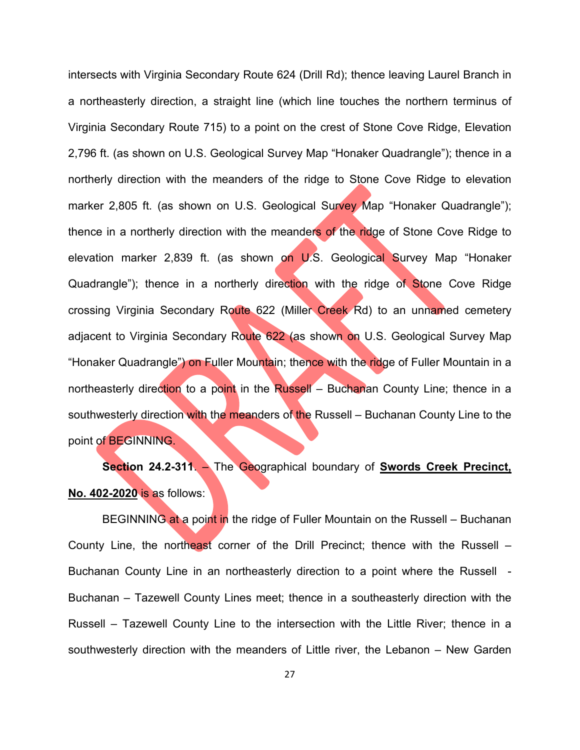intersects with Virginia Secondary Route 624 (Drill Rd); thence leaving Laurel Branch in a northeasterly direction, a straight line (which line touches the northern terminus of Virginia Secondary Route 715) to a point on the crest of Stone Cove Ridge, Elevation 2,796 ft. (as shown on U.S. Geological Survey Map "Honaker Quadrangle"); thence in a northerly direction with the meanders of the ridge to Stone Cove Ridge to elevation marker 2,805 ft. (as shown on U.S. Geological Survey Map "Honaker Quadrangle"); thence in a northerly direction with the meanders of the ridge of Stone Cove Ridge to elevation marker 2,839 ft. (as shown on U.S. Geological Survey Map "Honaker Quadrangle"); thence in a northerly direction with the ridge of Stone Cove Ridge crossing Virginia Secondary Route 622 (Miller Creek Rd) to an unnamed cemetery adjacent to Virginia Secondary Route 622 (as shown on U.S. Geological Survey Map "Honaker Quadrangle") on Fuller Mountain; thence with the ridge of Fuller Mountain in a northeasterly direction to a point in the Russell – Buchanan County Line; thence in a southwesterly direction with the meanders of the Russell – Buchanan County Line to the point of BEGINNING.

**Section 24.2-311**. – The Geographical boundary of **Swords Creek Precinct, No. 402-2020** is as follows:

BEGINNING at a point in the ridge of Fuller Mountain on the Russell – Buchanan County Line, the northeast corner of the Drill Precinct; thence with the Russell – Buchanan County Line in an northeasterly direction to a point where the Russell - Buchanan – Tazewell County Lines meet; thence in a southeasterly direction with the Russell – Tazewell County Line to the intersection with the Little River; thence in a southwesterly direction with the meanders of Little river, the Lebanon – New Garden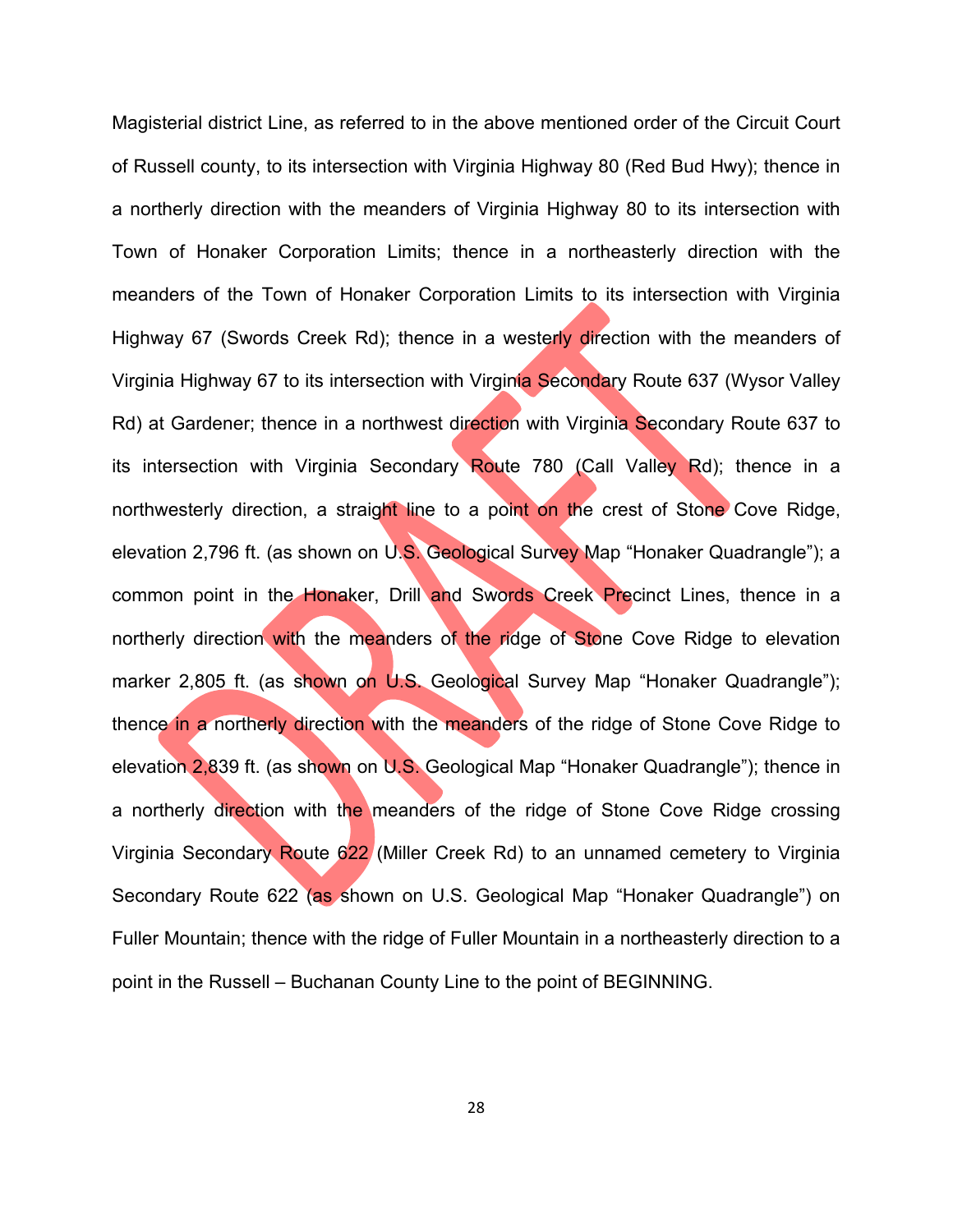Magisterial district Line, as referred to in the above mentioned order of the Circuit Court of Russell county, to its intersection with Virginia Highway 80 (Red Bud Hwy); thence in a northerly direction with the meanders of Virginia Highway 80 to its intersection with Town of Honaker Corporation Limits; thence in a northeasterly direction with the meanders of the Town of Honaker Corporation Limits to its intersection with Virginia Highway 67 (Swords Creek Rd); thence in a westerly direction with the meanders of Virginia Highway 67 to its intersection with Virginia Secondary Route 637 (Wysor Valley Rd) at Gardener; thence in a northwest direction with Virginia Secondary Route 637 to its intersection with Virginia Secondary Route 780 (Call Valley Rd); thence in a northwesterly direction, a straight line to a point on the crest of Stone Cove Ridge, elevation 2,796 ft. (as shown on U.S. Geological Survey Map "Honaker Quadrangle"); a common point in the Honaker, Drill and Swords Creek Precinct Lines, thence in a northerly direction with the meanders of the ridge of Stone Cove Ridge to elevation marker 2,805 ft. (as shown on U.S. Geological Survey Map "Honaker Quadrangle"); thence in a northerly direction with the meanders of the ridge of Stone Cove Ridge to elevation 2,839 ft. (as shown on U.S. Geological Map "Honaker Quadrangle"); thence in a northerly direction with the meanders of the ridge of Stone Cove Ridge crossing Virginia Secondary Route 622 (Miller Creek Rd) to an unnamed cemetery to Virginia Secondary Route 622 (as shown on U.S. Geological Map "Honaker Quadrangle") on Fuller Mountain; thence with the ridge of Fuller Mountain in a northeasterly direction to a point in the Russell – Buchanan County Line to the point of BEGINNING.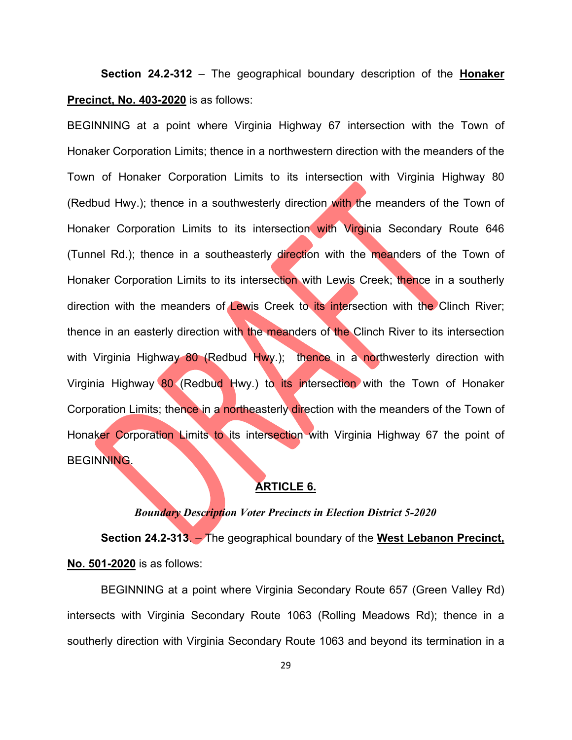**Section 24.2-312** – The geographical boundary description of the **Honaker Precinct, No. 403-2020** is as follows:

BEGINNING at a point where Virginia Highway 67 intersection with the Town of Honaker Corporation Limits; thence in a northwestern direction with the meanders of the Town of Honaker Corporation Limits to its intersection with Virginia Highway 80 (Redbud Hwy.); thence in a southwesterly direction with the meanders of the Town of Honaker Corporation Limits to its intersection with Virginia Secondary Route 646 (Tunnel Rd.); thence in a southeasterly direction with the meanders of the Town of Honaker Corporation Limits to its intersection with Lewis Creek; thence in a southerly direction with the meanders of Lewis Creek to its intersection with the Clinch River; thence in an easterly direction with the meanders of the Clinch River to its intersection with Virginia Highway 80 (Redbud Hwy.); thence in a northwesterly direction with Virginia Highway 80 (Redbud Hwy.) to its intersection with the Town of Honaker Corporation Limits; thence in a northeasterly direction with the meanders of the Town of Honaker Corporation Limits to its intersection with Virginia Highway 67 the point of BEGINNING.

## ARTICLE 6.

### *Boundary Description Voter Precincts in Election District 5-2020*

**Section 24.2-313**. – The geographical boundary of the **West Lebanon Precinct, No. 501-2020** is as follows:

BEGINNING at a point where Virginia Secondary Route 657 (Green Valley Rd) intersects with Virginia Secondary Route 1063 (Rolling Meadows Rd); thence in a southerly direction with Virginia Secondary Route 1063 and beyond its termination in a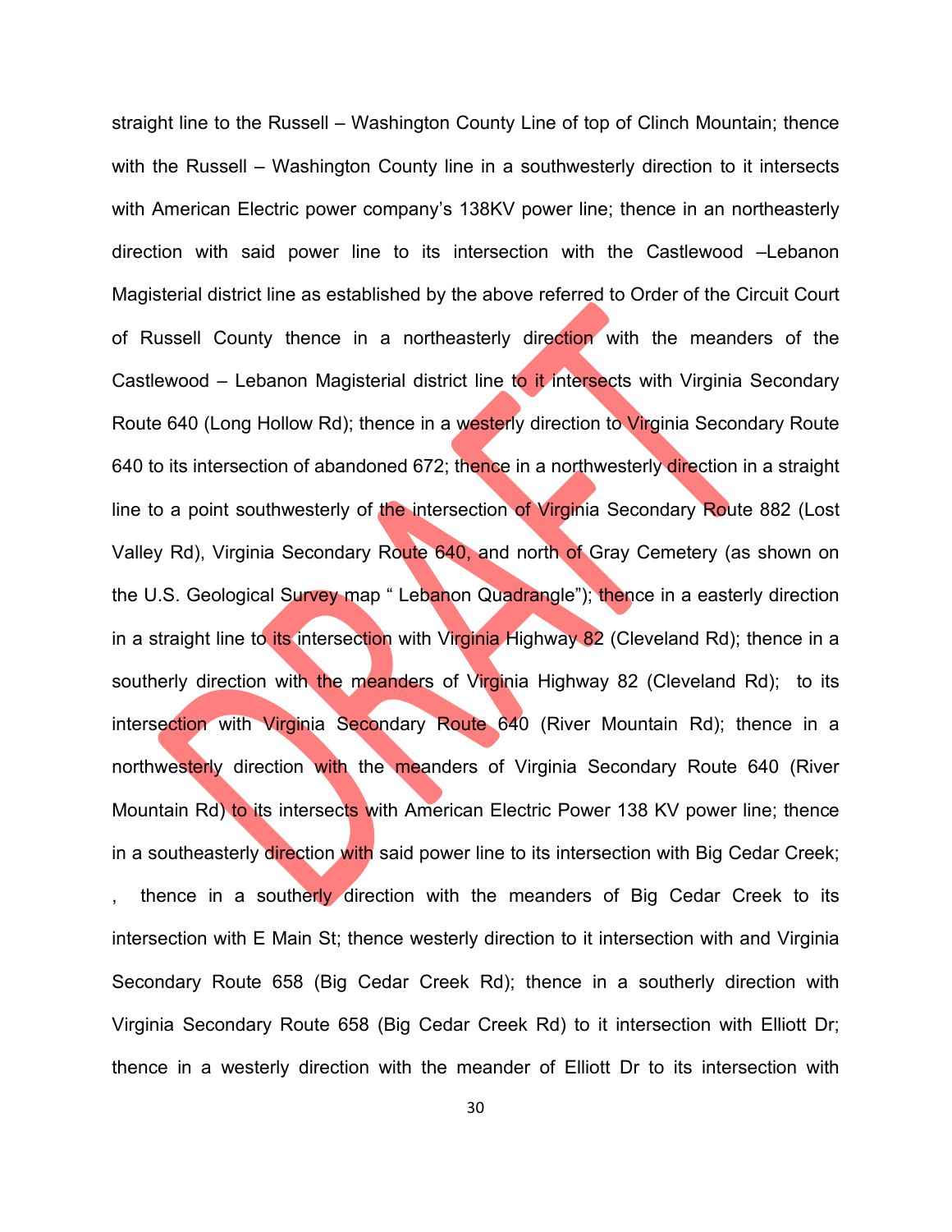straight line to the Russell – Washington County Line of top of Clinch Mountain; thence with the Russell – Washington County line in a southwesterly direction to it intersects with American Electric power company's 138KV power line; thence in an northeasterly direction with said power line to its intersection with the Castlewood –Lebanon Magisterial district line as established by the above referred to Order of the Circuit Court of Russell County thence in a northeasterly direction with the meanders of the Castlewood – Lebanon Magisterial district line to it intersects with Virginia Secondary Route 640 (Long Hollow Rd); thence in a westerly direction to Virginia Secondary Route 640 to its intersection of abandoned 672; thence in a northwesterly direction in a straight line to a point southwesterly of the intersection of Virginia Secondary Route 882 (Lost Valley Rd), Virginia Secondary Route 640, and north of Gray Cemetery (as shown on the U.S. Geological Survey map " Lebanon Quadrangle"); thence in a easterly direction in a straight line to its intersection with Virginia Highway 82 (Cleveland Rd); thence in a southerly direction with the meanders of Virginia Highway 82 (Cleveland Rd); to its intersection with Virginia Secondary Route 640 (River Mountain Rd); thence in a northwesterly direction with the meanders of Virginia Secondary Route 640 (River Mountain Rd) to its intersects with American Electric Power 138 KV power line; thence in a southeasterly direction with said power line to its intersection with Big Cedar Creek; , thence in a southerly direction with the meanders of Big Cedar Creek to its intersection with E Main St; thence westerly direction to it intersection with and Virginia Secondary Route 658 (Big Cedar Creek Rd); thence in a southerly direction with Virginia Secondary Route 658 (Big Cedar Creek Rd) to it intersection with Elliott Dr; thence in a westerly direction with the meander of Elliott Dr to its intersection with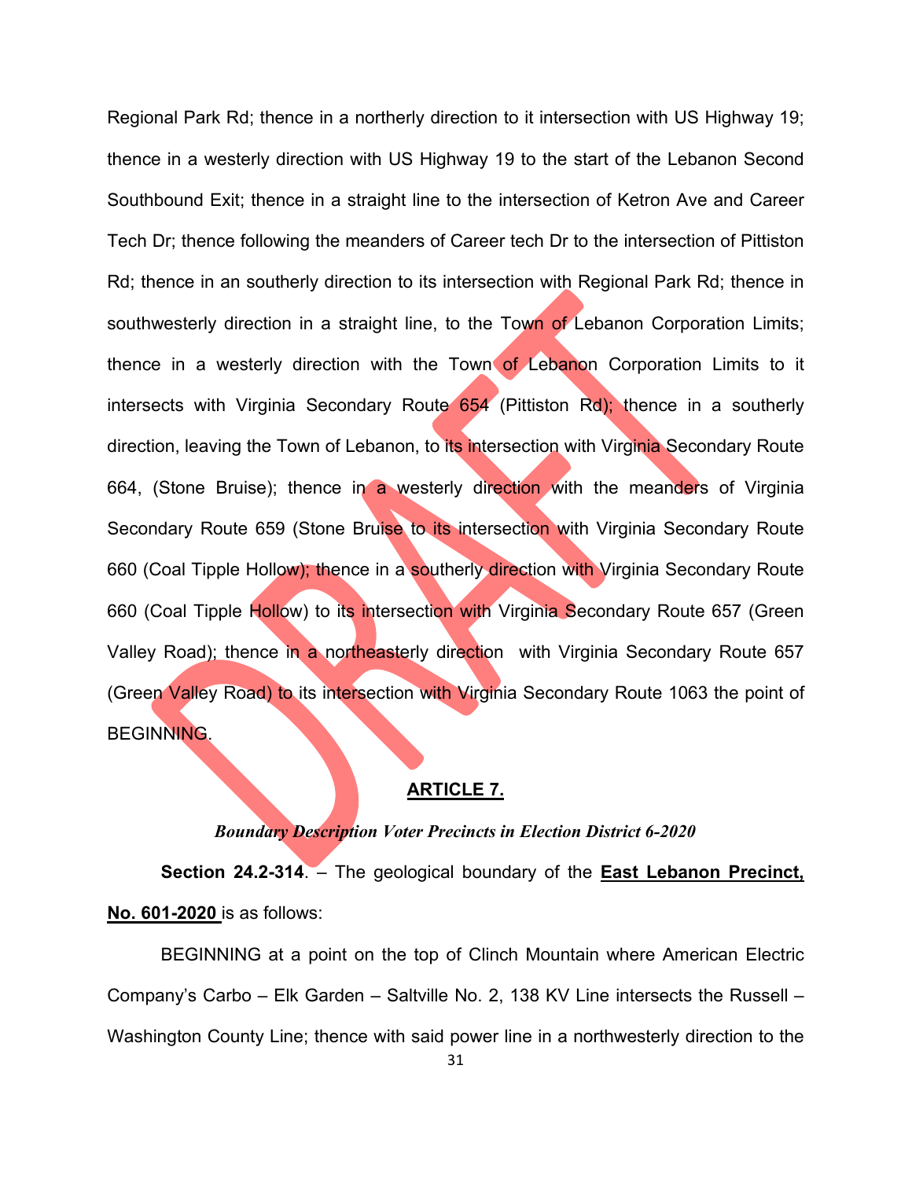Regional Park Rd; thence in a northerly direction to it intersection with US Highway 19; thence in a westerly direction with US Highway 19 to the start of the Lebanon Second Southbound Exit; thence in a straight line to the intersection of Ketron Ave and Career Tech Dr; thence following the meanders of Career tech Dr to the intersection of Pittiston Rd; thence in an southerly direction to its intersection with Regional Park Rd; thence in southwesterly direction in a straight line, to the Town of Lebanon Corporation Limits; thence in a westerly direction with the Town of Lebanon Corporation Limits to it intersects with Virginia Secondary Route 654 (Pittiston Rd); thence in a southerly direction, leaving the Town of Lebanon, to its intersection with Virginia Secondary Route 664, (Stone Bruise); thence in a westerly direction with the meanders of Virginia Secondary Route 659 (Stone Bruise to its intersection with Virginia Secondary Route 660 (Coal Tipple Hollow); thence in a southerly direction with Virginia Secondary Route 660 (Coal Tipple Hollow) to its intersection with Virginia Secondary Route 657 (Green Valley Road); thence in a northeasterly direction with Virginia Secondary Route 657 (Green Valley Road) to its intersection with Virginia Secondary Route 1063 the point of BEGINNING.

## ARTICLE 7.

***Boundary Description Voter Precincts in Election District 6-2020***

**Section 24.2-314**. – The geological boundary of the **East Lebanon Precinct, No. 601-2020** is as follows:

BEGINNING at a point on the top of Clinch Mountain where American Electric Company's Carbo – Elk Garden – Saltville No. 2, 138 KV Line intersects the Russell – Washington County Line; thence with said power line in a northwesterly direction to the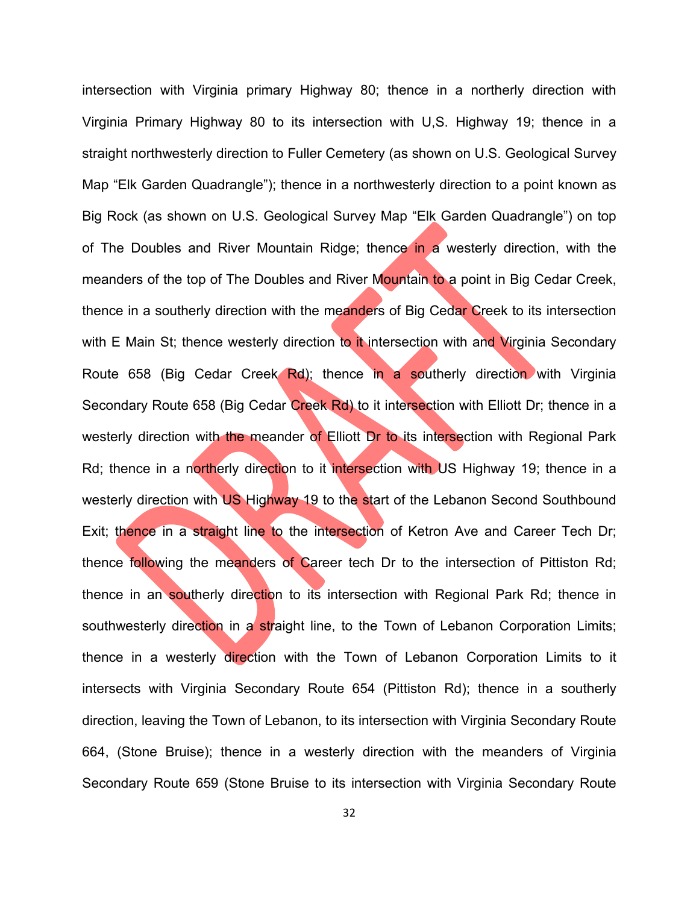intersection with Virginia primary Highway 80; thence in a northerly direction with Virginia Primary Highway 80 to its intersection with U,S. Highway 19; thence in a straight northwesterly direction to Fuller Cemetery (as shown on U.S. Geological Survey Map “Elk Garden Quadrangle”); thence in a northwesterly direction to a point known as Big Rock (as shown on U.S. Geological Survey Map “Elk Garden Quadrangle”) on top of The Doubles and River Mountain Ridge; thence in a westerly direction, with the meanders of the top of The Doubles and River Mountain to a point in Big Cedar Creek, thence in a southerly direction with the meanders of Big Cedar Creek to its intersection with E Main St; thence westerly direction to it intersection with and Virginia Secondary Route 658 (Big Cedar Creek Rd); thence in a southerly direction with Virginia Secondary Route 658 (Big Cedar Creek Rd) to it intersection with Elliott Dr; thence in a westerly direction with the meander of Elliott Dr to its intersection with Regional Park Rd; thence in a northerly direction to it intersection with US Highway 19; thence in a westerly direction with US Highway 19 to the start of the Lebanon Second Southbound Exit; thence in a straight line to the intersection of Ketron Ave and Career Tech Dr; thence following the meanders of Career tech Dr to the intersection of Pittiston Rd; thence in an southerly direction to its intersection with Regional Park Rd; thence in southwesterly direction in a straight line, to the Town of Lebanon Corporation Limits; thence in a westerly direction with the Town of Lebanon Corporation Limits to it intersects with Virginia Secondary Route 654 (Pittiston Rd); thence in a southerly direction, leaving the Town of Lebanon, to its intersection with Virginia Secondary Route 664, (Stone Bruise); thence in a westerly direction with the meanders of Virginia Secondary Route 659 (Stone Bruise to its intersection with Virginia Secondary Route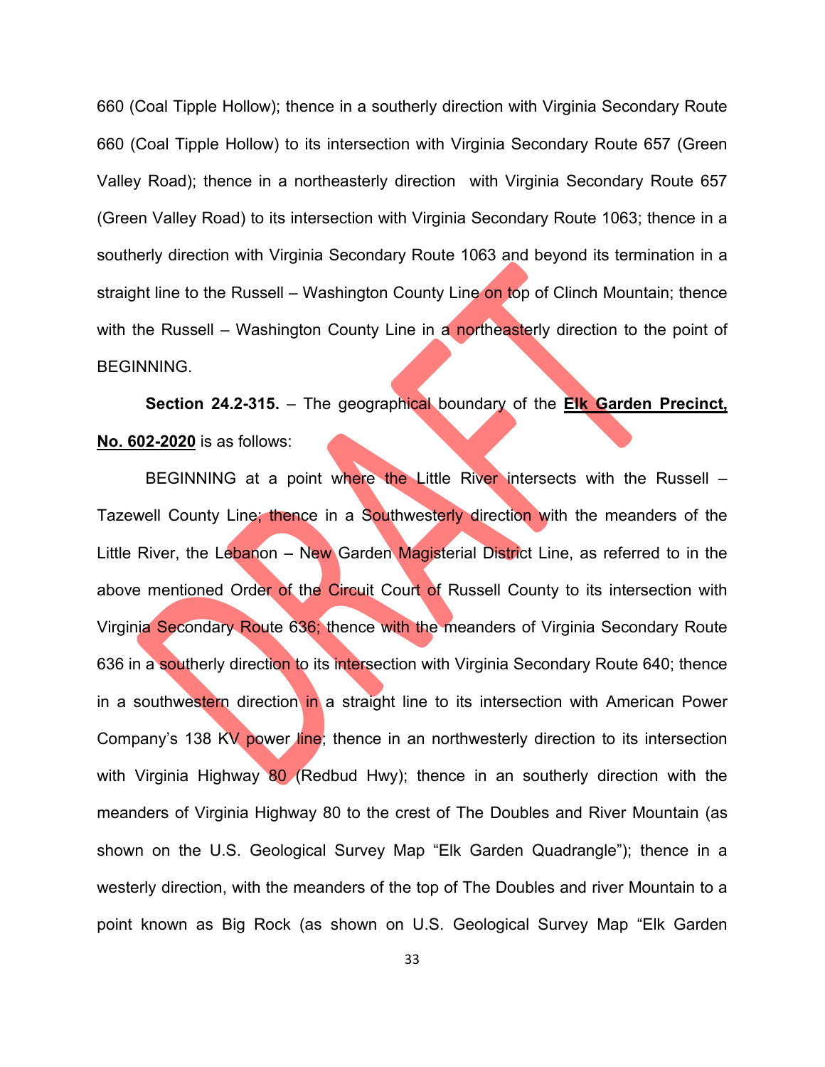660 (Coal Tipple Hollow); thence in a southerly direction with Virginia Secondary Route 660 (Coal Tipple Hollow) to its intersection with Virginia Secondary Route 657 (Green Valley Road); thence in a northeasterly direction with Virginia Secondary Route 657 (Green Valley Road) to its intersection with Virginia Secondary Route 1063; thence in a southerly direction with Virginia Secondary Route 1063 and beyond its termination in a straight line to the Russell – Washington County Line on top of Clinch Mountain; thence with the Russell – Washington County Line in a northeasterly direction to the point of BEGINNING.

**Section 24.2-315.** – The geographical boundary of the **Elk Garden Precinct, No. 602-2020** is as follows:

BEGINNING at a point where the Little River intersects with the Russell – Tazewell County Line; thence in a Southwesterly direction with the meanders of the Little River, the Lebanon – New Garden Magisterial District Line, as referred to in the above mentioned Order of the Circuit Court of Russell County to its intersection with Virginia Secondary Route 636; thence with the meanders of Virginia Secondary Route 636 in a southerly direction to its intersection with Virginia Secondary Route 640; thence in a southwestern direction in a straight line to its intersection with American Power Company's 138 KV power line; thence in an northwesterly direction to its intersection with Virginia Highway 80 (Redbud Hwy); thence in an southerly direction with the meanders of Virginia Highway 80 to the crest of The Doubles and River Mountain (as shown on the U.S. Geological Survey Map "Elk Garden Quadrangle"); thence in a westerly direction, with the meanders of the top of The Doubles and river Mountain to a point known as Big Rock (as shown on U.S. Geological Survey Map "Elk Garden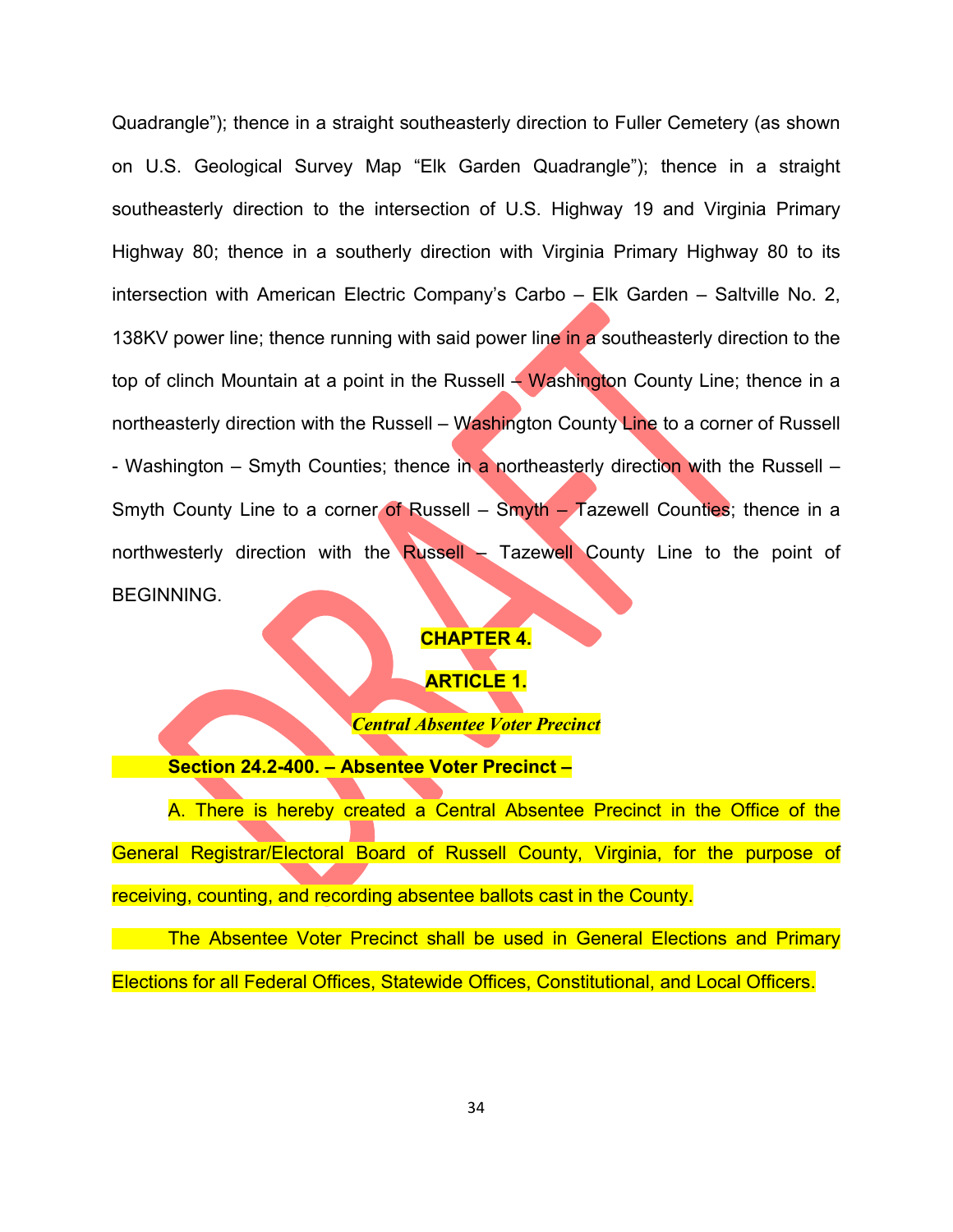Quadrangle"); thence in a straight southeasterly direction to Fuller Cemetery (as shown on U.S. Geological Survey Map "Elk Garden Quadrangle"); thence in a straight southeasterly direction to the intersection of U.S. Highway 19 and Virginia Primary Highway 80; thence in a southerly direction with Virginia Primary Highway 80 to its intersection with American Electric Company's Carbo – Elk Garden – Saltville No. 2, 138KV power line; thence running with said power line in a southeasterly direction to the top of clinch Mountain at a point in the Russell – Washington County Line; thence in a northeasterly direction with the Russell – Washington County Line to a corner of Russell - Washington – Smyth Counties; thence in a northeasterly direction with the Russell – Smyth County Line to a corner of Russell – Smyth – Tazewell Counties; thence in a northwesterly direction with the Russell – Tazewell County Line to the point of BEGINNING.

## CHAPTER 4.

## ARTICLE 1.

### *Central Absentee Voter Precinct*

**Section 24.2-400. – Absentee Voter Precinct –**

A. There is hereby created a Central Absentee Precinct in the Office of the General Registrar/Electoral Board of Russell County, Virginia, for the purpose of receiving, counting, and recording absentee ballots cast in the County.

The Absentee Voter Precinct shall be used in General Elections and Primary Elections for all Federal Offices, Statewide Offices, Constitutional, and Local Officers.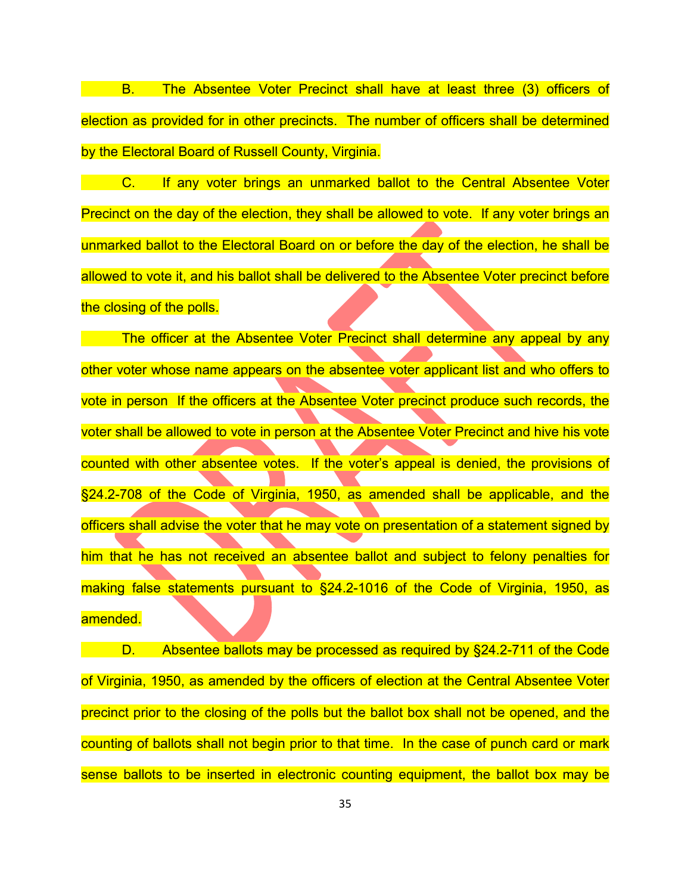B. The Absentee Voter Precinct shall have at least three (3) officers of election as provided for in other precincts. The number of officers shall be determined by the Electoral Board of Russell County, Virginia.

C. If any voter brings an unmarked ballot to the Central Absentee Voter Precinct on the day of the election, they shall be allowed to vote. If any voter brings an unmarked ballot to the Electoral Board on or before the day of the election, he shall be allowed to vote it, and his ballot shall be delivered to the Absentee Voter precinct before the closing of the polls.

The officer at the Absentee Voter Precinct shall determine any appeal by any other voter whose name appears on the absentee voter applicant list and who offers to vote in person If the officers at the Absentee Voter precinct produce such records, the voter shall be allowed to vote in person at the Absentee Voter Precinct and hive his vote counted with other absentee votes. If the voter's appeal is denied, the provisions of §24.2-708 of the Code of Virginia, 1950, as amended shall be applicable, and the officers shall advise the voter that he may vote on presentation of a statement signed by him that he has not received an absentee ballot and subject to felony penalties for making false statements pursuant to §24.2-1016 of the Code of Virginia, 1950, as amended.

D. Absentee ballots may be processed as required by §24.2-711 of the Code of Virginia, 1950, as amended by the officers of election at the Central Absentee Voter precinct prior to the closing of the polls but the ballot box shall not be opened, and the counting of ballots shall not begin prior to that time. In the case of punch card or mark sense ballots to be inserted in electronic counting equipment, the ballot box may be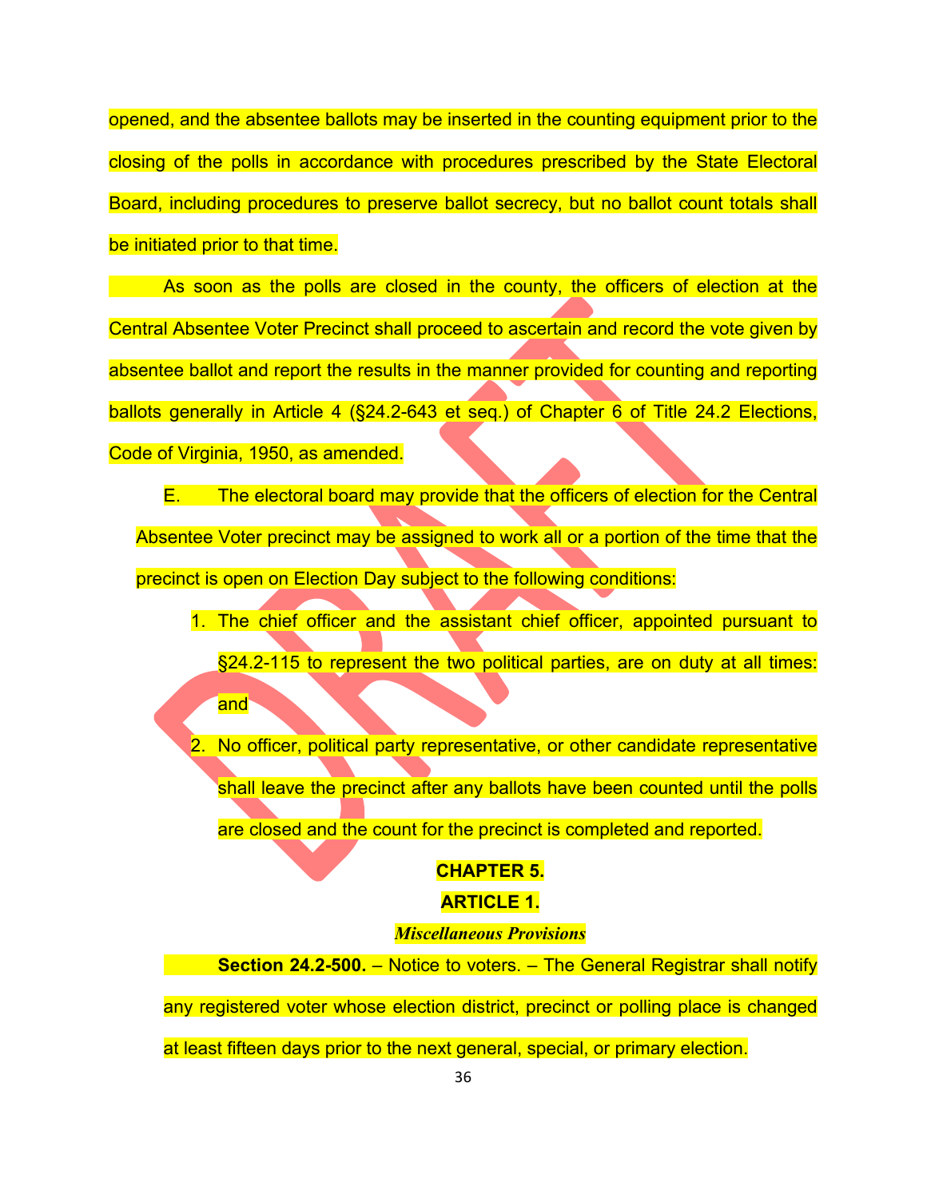opened, and the absentee ballots may be inserted in the counting equipment prior to the closing of the polls in accordance with procedures prescribed by the State Electoral Board, including procedures to preserve ballot secrecy, but no ballot count totals shall be initiated prior to that time.

As soon as the polls are closed in the county, the officers of election at the Central Absentee Voter Precinct shall proceed to ascertain and record the vote given by absentee ballot and report the results in the manner provided for counting and reporting ballots generally in Article 4 (§24.2-643 et seq.) of Chapter 6 of Title 24.2 Elections, Code of Virginia, 1950, as amended.

E. The electoral board may provide that the officers of election for the Central Absentee Voter precinct may be assigned to work all or a portion of the time that the precinct is open on Election Day subject to the following conditions:

1. The chief officer and the assistant chief officer, appointed pursuant to §24.2-115 to represent the two political parties, are on duty at all times: and
2. No officer, political party representative, or other candidate representative shall leave the precinct after any ballots have been counted until the polls are closed and the count for the precinct is completed and reported.

## CHAPTER 5.

## ARTICLE 1.

### *Miscellaneous Provisions*

**Section 24.2-500.** – Notice to voters. – The General Registrar shall notify any registered voter whose election district, precinct or polling place is changed at least fifteen days prior to the next general, special, or primary election.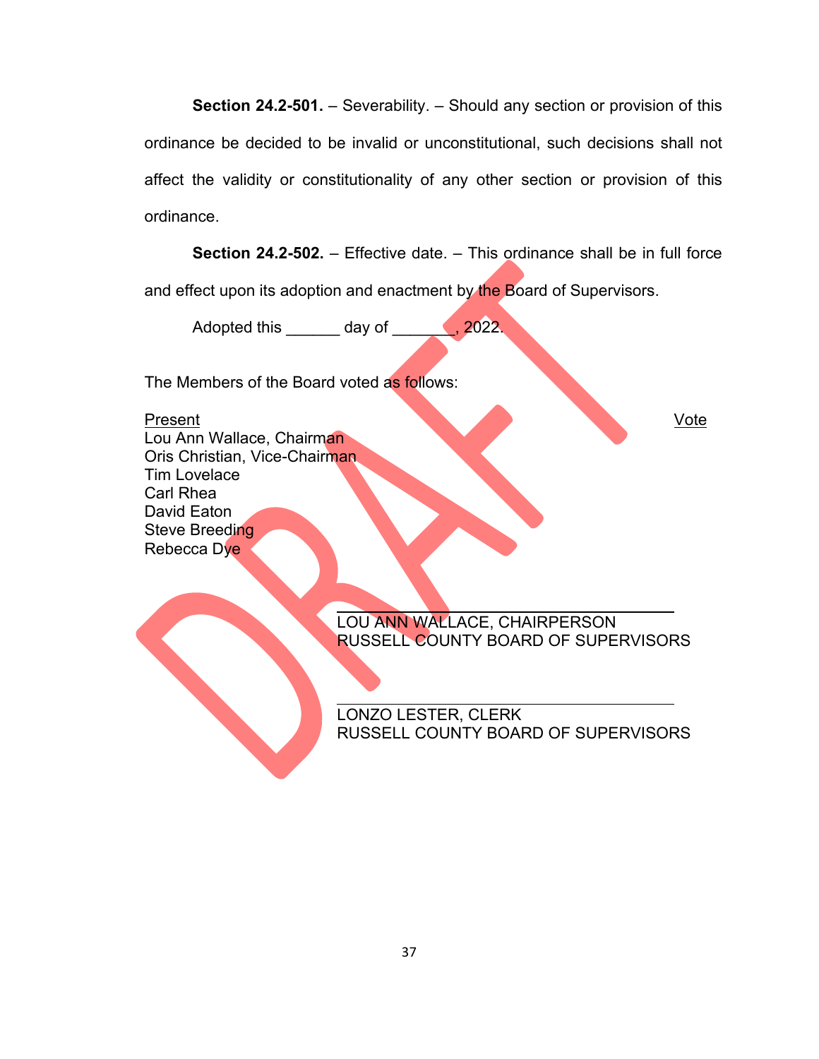**Section 24.2-501.** – Severability. – Should any section or provision of this ordinance be decided to be invalid or unconstitutional, such decisions shall not affect the validity or constitutionality of any other section or provision of this ordinance.

**Section 24.2-502.** – Effective date. – This ordinance shall be in full force and effect upon its adoption and enactment by the Board of Supervisors.

Adopted this ______ day of _______, 2022.

The Members of the Board voted as follows:

| Present | Vote |
|---|---|
| Lou Ann Wallace, Chairman | |
| Oris Christian, Vice-Chairman | |
| Tim Lovelace | |
| Carl Rhea | |
| David Eaton | |
| Steve Breeding | |
| Rebecca Dye | |

DRAFT

\_\_\_\_\_\_\_\_\_\_\_\_\_\_\_\_\_\_\_\_\_\_\_\_\_\_\_\_\_\_\_\_\_\_\_\_\_\_\_\_
LOU ANN WALLACE, CHAIRPERSON
RUSSELL COUNTY BOARD OF SUPERVISORS

\_\_\_\_\_\_\_\_\_\_\_\_\_\_\_\_\_\_\_\_\_\_\_\_\_\_\_\_\_\_\_\_\_\_\_\_\_\_\_\_
LONZO LESTER, CLERK
RUSSELL COUNTY BOARD OF SUPERVISORS